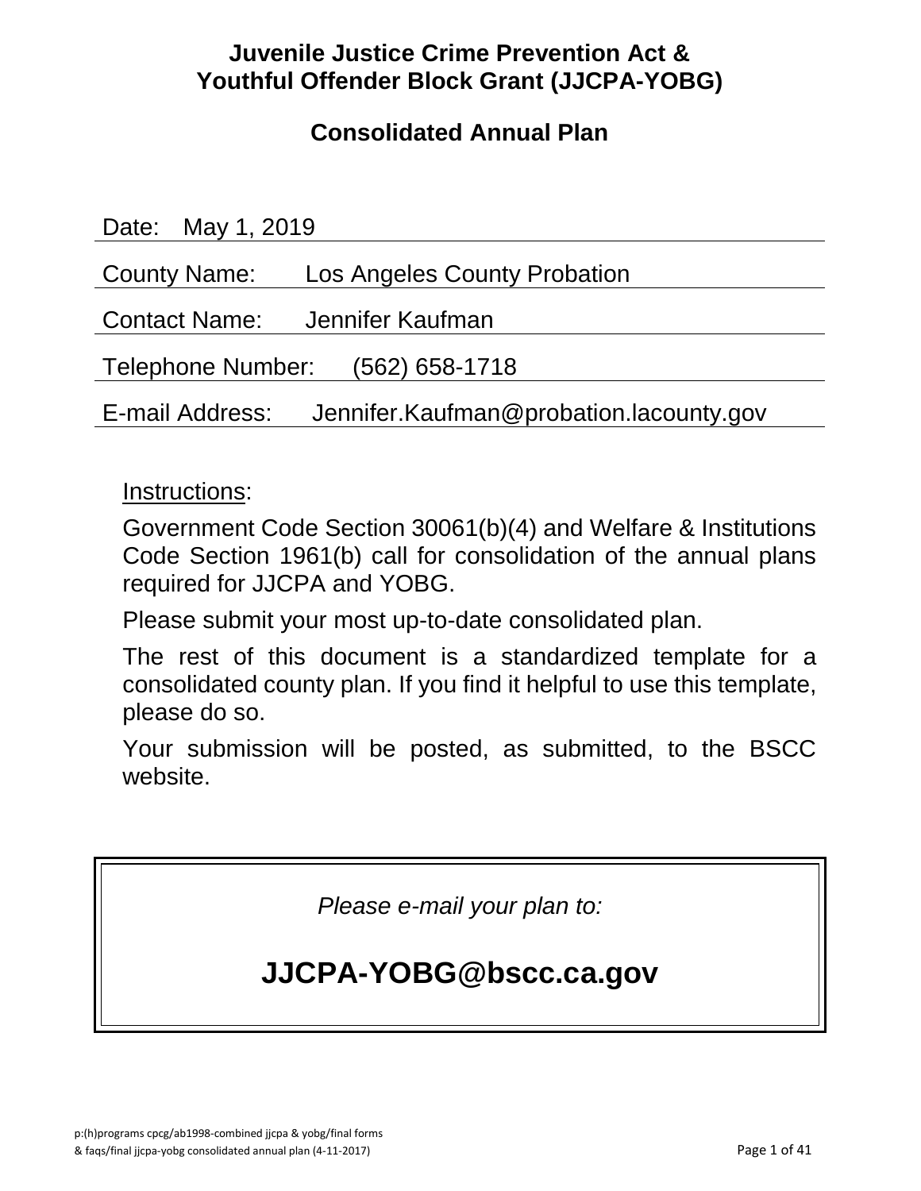# Juvenile Justice Crime Prevention Act & Youthful Offender Block Grant (JJCPA-YOBG)

## Consolidated Annual Plan

Date: May 1, 2019

County Name: Los Angeles County Probation

Contact Name: Jennifer Kaufman

Telephone Number: (562) 658-1718

E-mail Address: Jennifer.Kaufman@probation.lacounty.gov

Instructions:

Government Code Section 30061(b)(4) and Welfare & Institutions Code Section 1961(b) call for consolidation of the annual plans required for JJCPA and YOBG.

Please submit your most up-to-date consolidated plan.

The rest of this document is a standardized template for a consolidated county plan. If you find it helpful to use this template, please do so.

Your submission will be posted, as submitted, to the BSCC website.

*Please e-mail your plan to:*

**JJCPA-YOBG@bscc.ca.gov**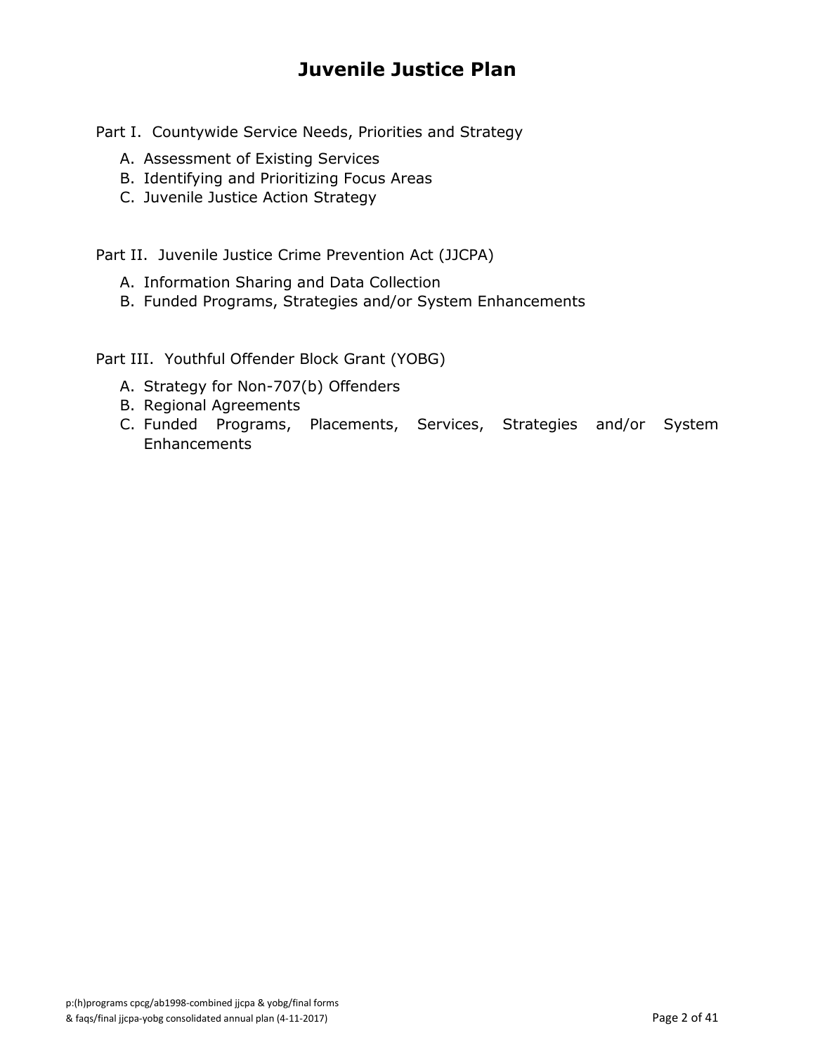# Juvenile Justice Plan

Part I. Countywide Service Needs, Priorities and Strategy

A. Assessment of Existing Services
B. Identifying and Prioritizing Focus Areas
C. Juvenile Justice Action Strategy

Part II. Juvenile Justice Crime Prevention Act (JJCPA)

A. Information Sharing and Data Collection
B. Funded Programs, Strategies and/or System Enhancements

Part III. Youthful Offender Block Grant (YOBG)

A. Strategy for Non-707(b) Offenders
B. Regional Agreements
C. Funded Programs, Placements, Services, Strategies and/or System Enhancements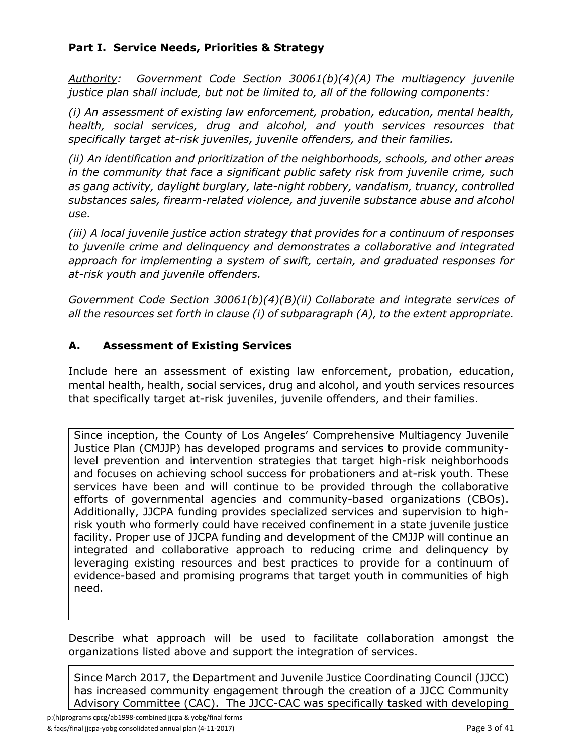## Part I. Service Needs, Priorities & Strategy

*Authority: Government Code Section 30061(b)(4)(A) The multiagency juvenile justice plan shall include, but not be limited to, all of the following components:*

*(i) An assessment of existing law enforcement, probation, education, mental health, health, social services, drug and alcohol, and youth services resources that specifically target at-risk juveniles, juvenile offenders, and their families.*

*(ii) An identification and prioritization of the neighborhoods, schools, and other areas in the community that face a significant public safety risk from juvenile crime, such as gang activity, daylight burglary, late-night robbery, vandalism, truancy, controlled substances sales, firearm-related violence, and juvenile substance abuse and alcohol use.*

*(iii) A local juvenile justice action strategy that provides for a continuum of responses to juvenile crime and delinquency and demonstrates a collaborative and integrated approach for implementing a system of swift, certain, and graduated responses for at-risk youth and juvenile offenders.*

*Government Code Section 30061(b)(4)(B)(ii) Collaborate and integrate services of all the resources set forth in clause (i) of subparagraph (A), to the extent appropriate.*

### A. Assessment of Existing Services

Include here an assessment of existing law enforcement, probation, education, mental health, health, social services, drug and alcohol, and youth services resources that specifically target at-risk juveniles, juvenile offenders, and their families.

Since inception, the County of Los Angeles' Comprehensive Multiagency Juvenile Justice Plan (CMJJP) has developed programs and services to provide community-level prevention and intervention strategies that target high-risk neighborhoods and focuses on achieving school success for probationers and at-risk youth. These services have been and will continue to be provided through the collaborative efforts of governmental agencies and community-based organizations (CBOs). Additionally, JJCPA funding provides specialized services and supervision to high-risk youth who formerly could have received confinement in a state juvenile justice facility. Proper use of JJCPA funding and development of the CMJJP will continue an integrated and collaborative approach to reducing crime and delinquency by leveraging existing resources and best practices to provide for a continuum of evidence-based and promising programs that target youth in communities of high need.

Describe what approach will be used to facilitate collaboration amongst the organizations listed above and support the integration of services.

Since March 2017, the Department and Juvenile Justice Coordinating Council (JJCC) has increased community engagement through the creation of a JJCC Community Advisory Committee (CAC). The JJCC-CAC was specifically tasked with developing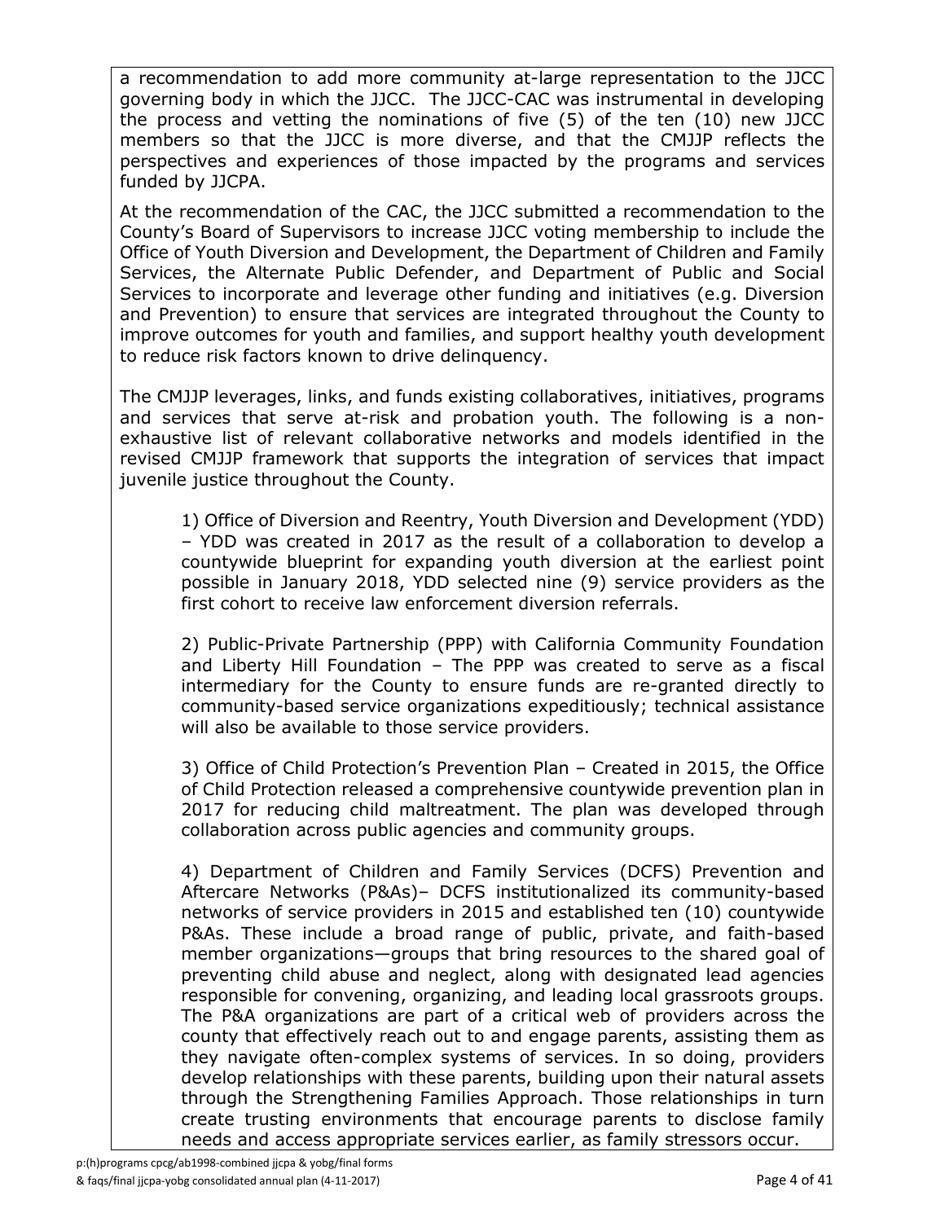a recommendation to add more community at-large representation to the JJCC governing body in which the JJCC. The JJCC-CAC was instrumental in developing the process and vetting the nominations of five (5) of the ten (10) new JJCC members so that the JJCC is more diverse, and that the CMJJP reflects the perspectives and experiences of those impacted by the programs and services funded by JJCPA.

At the recommendation of the CAC, the JJCC submitted a recommendation to the County's Board of Supervisors to increase JJCC voting membership to include the Office of Youth Diversion and Development, the Department of Children and Family Services, the Alternate Public Defender, and Department of Public and Social Services to incorporate and leverage other funding and initiatives (e.g. Diversion and Prevention) to ensure that services are integrated throughout the County to improve outcomes for youth and families, and support healthy youth development to reduce risk factors known to drive delinquency.

The CMJJP leverages, links, and funds existing collaboratives, initiatives, programs and services that serve at-risk and probation youth. The following is a non-exhaustive list of relevant collaborative networks and models identified in the revised CMJJP framework that supports the integration of services that impact juvenile justice throughout the County.

1) Office of Diversion and Reentry, Youth Diversion and Development (YDD) – YDD was created in 2017 as the result of a collaboration to develop a countywide blueprint for expanding youth diversion at the earliest point possible in January 2018, YDD selected nine (9) service providers as the first cohort to receive law enforcement diversion referrals.

2) Public-Private Partnership (PPP) with California Community Foundation and Liberty Hill Foundation – The PPP was created to serve as a fiscal intermediary for the County to ensure funds are re-granted directly to community-based service organizations expeditiously; technical assistance will also be available to those service providers.

3) Office of Child Protection's Prevention Plan – Created in 2015, the Office of Child Protection released a comprehensive countywide prevention plan in 2017 for reducing child maltreatment. The plan was developed through collaboration across public agencies and community groups.

4) Department of Children and Family Services (DCFS) Prevention and Aftercare Networks (P&As)– DCFS institutionalized its community-based networks of service providers in 2015 and established ten (10) countywide P&As. These include a broad range of public, private, and faith-based member organizations—groups that bring resources to the shared goal of preventing child abuse and neglect, along with designated lead agencies responsible for convening, organizing, and leading local grassroots groups. The P&A organizations are part of a critical web of providers across the county that effectively reach out to and engage parents, assisting them as they navigate often-complex systems of services. In so doing, providers develop relationships with these parents, building upon their natural assets through the Strengthening Families Approach. Those relationships in turn create trusting environments that encourage parents to disclose family needs and access appropriate services earlier, as family stressors occur.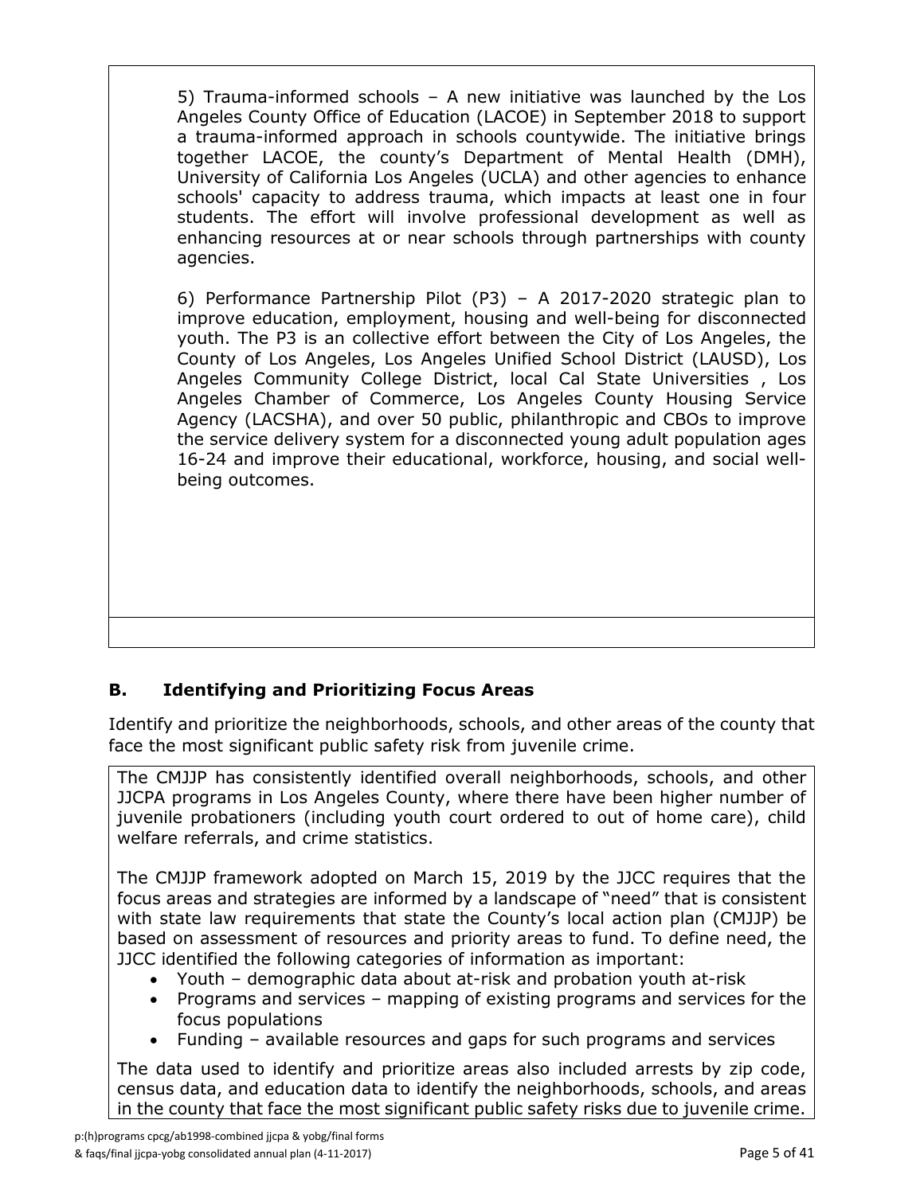5) Trauma-informed schools – A new initiative was launched by the Los Angeles County Office of Education (LACOE) in September 2018 to support a trauma-informed approach in schools countywide. The initiative brings together LACOE, the county's Department of Mental Health (DMH), University of California Los Angeles (UCLA) and other agencies to enhance schools' capacity to address trauma, which impacts at least one in four students. The effort will involve professional development as well as enhancing resources at or near schools through partnerships with county agencies.

6) Performance Partnership Pilot (P3) – A 2017-2020 strategic plan to improve education, employment, housing and well-being for disconnected youth. The P3 is an collective effort between the City of Los Angeles, the County of Los Angeles, Los Angeles Unified School District (LAUSD), Los Angeles Community College District, local Cal State Universities , Los Angeles Chamber of Commerce, Los Angeles County Housing Service Agency (LACSHA), and over 50 public, philanthropic and CBOs to improve the service delivery system for a disconnected young adult population ages 16-24 and improve their educational, workforce, housing, and social well-being outcomes.

## B. Identifying and Prioritizing Focus Areas

Identify and prioritize the neighborhoods, schools, and other areas of the county that face the most significant public safety risk from juvenile crime.

The CMJJP has consistently identified overall neighborhoods, schools, and other JJCPA programs in Los Angeles County, where there have been higher number of juvenile probationers (including youth court ordered to out of home care), child welfare referrals, and crime statistics.

The CMJJP framework adopted on March 15, 2019 by the JJCC requires that the focus areas and strategies are informed by a landscape of "need" that is consistent with state law requirements that state the County's local action plan (CMJJP) be based on assessment of resources and priority areas to fund. To define need, the JJCC identified the following categories of information as important:

- Youth – demographic data about at-risk and probation youth at-risk
- Programs and services – mapping of existing programs and services for the focus populations
- Funding – available resources and gaps for such programs and services

The data used to identify and prioritize areas also included arrests by zip code, census data, and education data to identify the neighborhoods, schools, and areas in the county that face the most significant public safety risks due to juvenile crime.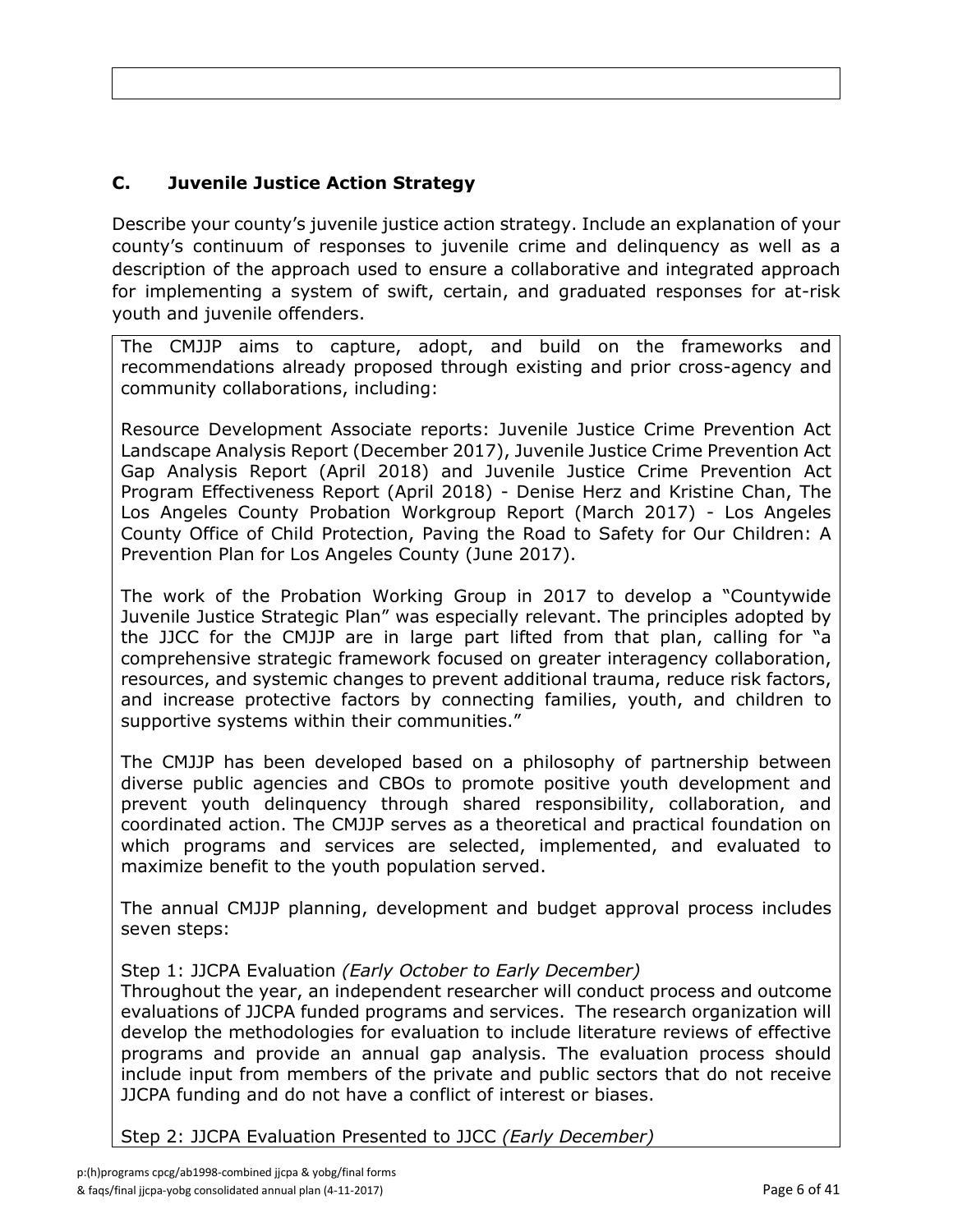## C. Juvenile Justice Action Strategy

Describe your county's juvenile justice action strategy. Include an explanation of your county's continuum of responses to juvenile crime and delinquency as well as a description of the approach used to ensure a collaborative and integrated approach for implementing a system of swift, certain, and graduated responses for at-risk youth and juvenile offenders.

The CMJJP aims to capture, adopt, and build on the frameworks and recommendations already proposed through existing and prior cross-agency and community collaborations, including:

Resource Development Associate reports: Juvenile Justice Crime Prevention Act Landscape Analysis Report (December 2017), Juvenile Justice Crime Prevention Act Gap Analysis Report (April 2018) and Juvenile Justice Crime Prevention Act Program Effectiveness Report (April 2018) - Denise Herz and Kristine Chan, The Los Angeles County Probation Workgroup Report (March 2017) - Los Angeles County Office of Child Protection, Paving the Road to Safety for Our Children: A Prevention Plan for Los Angeles County (June 2017).

The work of the Probation Working Group in 2017 to develop a "Countywide Juvenile Justice Strategic Plan" was especially relevant. The principles adopted by the JJCC for the CMJJP are in large part lifted from that plan, calling for "a comprehensive strategic framework focused on greater interagency collaboration, resources, and systemic changes to prevent additional trauma, reduce risk factors, and increase protective factors by connecting families, youth, and children to supportive systems within their communities."

The CMJJP has been developed based on a philosophy of partnership between diverse public agencies and CBOs to promote positive youth development and prevent youth delinquency through shared responsibility, collaboration, and coordinated action. The CMJJP serves as a theoretical and practical foundation on which programs and services are selected, implemented, and evaluated to maximize benefit to the youth population served.

The annual CMJJP planning, development and budget approval process includes seven steps:

Step 1: JJCPA Evaluation *(Early October to Early December)*
Throughout the year, an independent researcher will conduct process and outcome evaluations of JJCPA funded programs and services. The research organization will develop the methodologies for evaluation to include literature reviews of effective programs and provide an annual gap analysis. The evaluation process should include input from members of the private and public sectors that do not receive JJCPA funding and do not have a conflict of interest or biases.

Step 2: JJCPA Evaluation Presented to JJCC *(Early December)*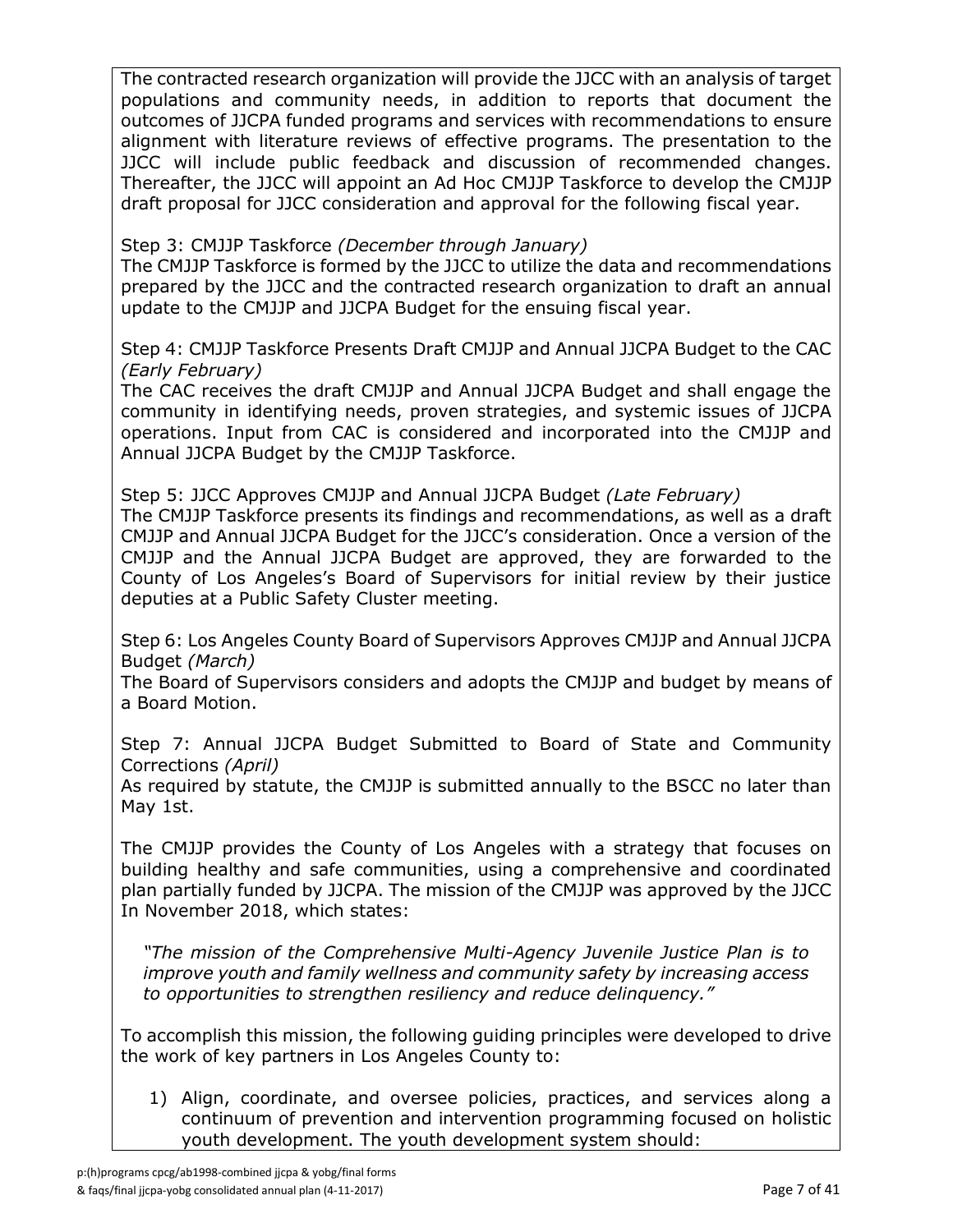The contracted research organization will provide the JJCC with an analysis of target populations and community needs, in addition to reports that document the outcomes of JJCPA funded programs and services with recommendations to ensure alignment with literature reviews of effective programs. The presentation to the JJCC will include public feedback and discussion of recommended changes. Thereafter, the JJCC will appoint an Ad Hoc CMJJP Taskforce to develop the CMJJP draft proposal for JJCC consideration and approval for the following fiscal year.

Step 3: CMJJP Taskforce *(December through January)*
The CMJJP Taskforce is formed by the JJCC to utilize the data and recommendations prepared by the JJCC and the contracted research organization to draft an annual update to the CMJJP and JJCPA Budget for the ensuing fiscal year.

Step 4: CMJJP Taskforce Presents Draft CMJJP and Annual JJCPA Budget to the CAC *(Early February)*
The CAC receives the draft CMJJP and Annual JJCPA Budget and shall engage the community in identifying needs, proven strategies, and systemic issues of JJCPA operations. Input from CAC is considered and incorporated into the CMJJP and Annual JJCPA Budget by the CMJJP Taskforce.

Step 5: JJCC Approves CMJJP and Annual JJCPA Budget *(Late February)*
The CMJJP Taskforce presents its findings and recommendations, as well as a draft CMJJP and Annual JJCPA Budget for the JJCC's consideration. Once a version of the CMJJP and the Annual JJCPA Budget are approved, they are forwarded to the County of Los Angeles's Board of Supervisors for initial review by their justice deputies at a Public Safety Cluster meeting.

Step 6: Los Angeles County Board of Supervisors Approves CMJJP and Annual JJCPA Budget *(March)*
The Board of Supervisors considers and adopts the CMJJP and budget by means of a Board Motion.

Step 7: Annual JJCPA Budget Submitted to Board of State and Community Corrections *(April)*
As required by statute, the CMJJP is submitted annually to the BSCC no later than May 1st.

The CMJJP provides the County of Los Angeles with a strategy that focuses on building healthy and safe communities, using a comprehensive and coordinated plan partially funded by JJCPA. The mission of the CMJJP was approved by the JJCC In November 2018, which states:

> *"The mission of the Comprehensive Multi-Agency Juvenile Justice Plan is to improve youth and family wellness and community safety by increasing access to opportunities to strengthen resiliency and reduce delinquency."*

To accomplish this mission, the following guiding principles were developed to drive the work of key partners in Los Angeles County to:

1) Align, coordinate, and oversee policies, practices, and services along a continuum of prevention and intervention programming focused on holistic youth development. The youth development system should: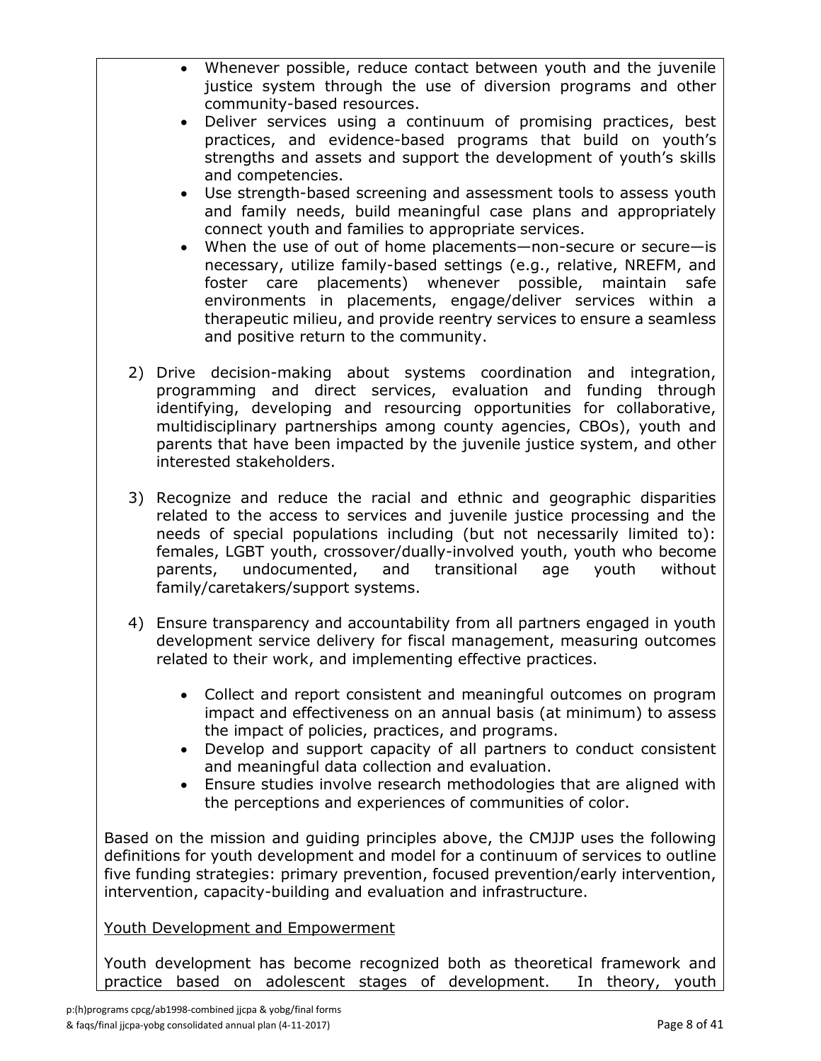- Whenever possible, reduce contact between youth and the juvenile justice system through the use of diversion programs and other community-based resources.
- Deliver services using a continuum of promising practices, best practices, and evidence-based programs that build on youth's strengths and assets and support the development of youth's skills and competencies.
- Use strength-based screening and assessment tools to assess youth and family needs, build meaningful case plans and appropriately connect youth and families to appropriate services.
- When the use of out of home placements—non-secure or secure—is necessary, utilize family-based settings (e.g., relative, NREFM, and foster care placements) whenever possible, maintain safe environments in placements, engage/deliver services within a therapeutic milieu, and provide reentry services to ensure a seamless and positive return to the community.

2) Drive decision-making about systems coordination and integration, programming and direct services, evaluation and funding through identifying, developing and resourcing opportunities for collaborative, multidisciplinary partnerships among county agencies, CBOs), youth and parents that have been impacted by the juvenile justice system, and other interested stakeholders.

3) Recognize and reduce the racial and ethnic and geographic disparities related to the access to services and juvenile justice processing and the needs of special populations including (but not necessarily limited to): females, LGBT youth, crossover/dually-involved youth, youth who become parents, undocumented, and transitional age youth without family/caretakers/support systems.

4) Ensure transparency and accountability from all partners engaged in youth development service delivery for fiscal management, measuring outcomes related to their work, and implementing effective practices.

   - Collect and report consistent and meaningful outcomes on program impact and effectiveness on an annual basis (at minimum) to assess the impact of policies, practices, and programs.
   - Develop and support capacity of all partners to conduct consistent and meaningful data collection and evaluation.
   - Ensure studies involve research methodologies that are aligned with the perceptions and experiences of communities of color.

Based on the mission and guiding principles above, the CMJJP uses the following definitions for youth development and model for a continuum of services to outline five funding strategies: primary prevention, focused prevention/early intervention, intervention, capacity-building and evaluation and infrastructure.

<u>Youth Development and Empowerment</u>

Youth development has become recognized both as theoretical framework and practice based on adolescent stages of development. In theory, youth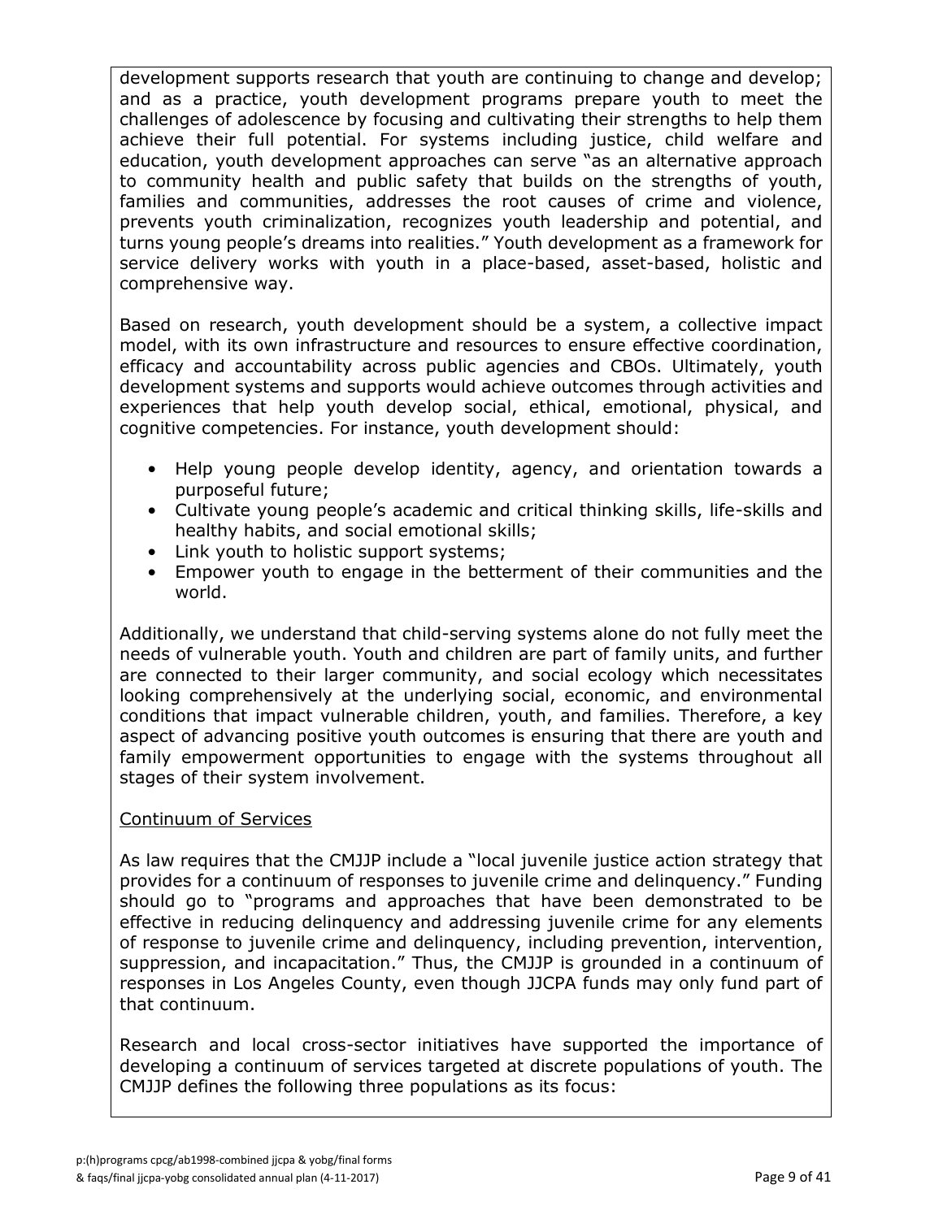development supports research that youth are continuing to change and develop; and as a practice, youth development programs prepare youth to meet the challenges of adolescence by focusing and cultivating their strengths to help them achieve their full potential. For systems including justice, child welfare and education, youth development approaches can serve "as an alternative approach to community health and public safety that builds on the strengths of youth, families and communities, addresses the root causes of crime and violence, prevents youth criminalization, recognizes youth leadership and potential, and turns young people's dreams into realities." Youth development as a framework for service delivery works with youth in a place-based, asset-based, holistic and comprehensive way.

Based on research, youth development should be a system, a collective impact model, with its own infrastructure and resources to ensure effective coordination, efficacy and accountability across public agencies and CBOs. Ultimately, youth development systems and supports would achieve outcomes through activities and experiences that help youth develop social, ethical, emotional, physical, and cognitive competencies. For instance, youth development should:

- Help young people develop identity, agency, and orientation towards a purposeful future;
- Cultivate young people's academic and critical thinking skills, life-skills and healthy habits, and social emotional skills;
- Link youth to holistic support systems;
- Empower youth to engage in the betterment of their communities and the world.

Additionally, we understand that child-serving systems alone do not fully meet the needs of vulnerable youth. Youth and children are part of family units, and further are connected to their larger community, and social ecology which necessitates looking comprehensively at the underlying social, economic, and environmental conditions that impact vulnerable children, youth, and families. Therefore, a key aspect of advancing positive youth outcomes is ensuring that there are youth and family empowerment opportunities to engage with the systems throughout all stages of their system involvement.

<u>Continuum of Services</u>

As law requires that the CMJJP include a "local juvenile justice action strategy that provides for a continuum of responses to juvenile crime and delinquency." Funding should go to "programs and approaches that have been demonstrated to be effective in reducing delinquency and addressing juvenile crime for any elements of response to juvenile crime and delinquency, including prevention, intervention, suppression, and incapacitation." Thus, the CMJJP is grounded in a continuum of responses in Los Angeles County, even though JJCPA funds may only fund part of that continuum.

Research and local cross-sector initiatives have supported the importance of developing a continuum of services targeted at discrete populations of youth. The CMJJP defines the following three populations as its focus: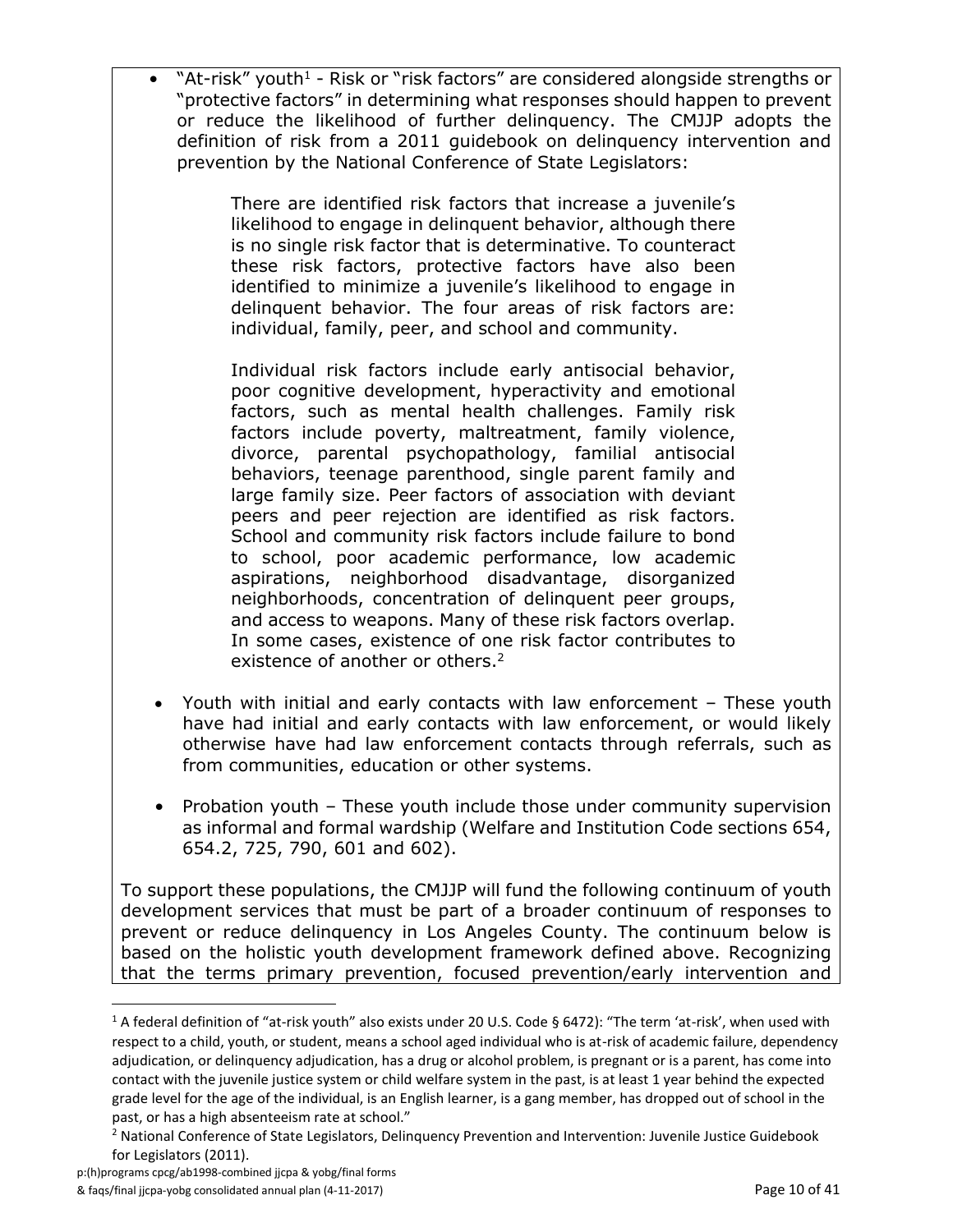- "At-risk" youth[1] - Risk or "risk factors" are considered alongside strengths or "protective factors" in determining what responses should happen to prevent or reduce the likelihood of further delinquency. The CMJJP adopts the definition of risk from a 2011 guidebook on delinquency intervention and prevention by the National Conference of State Legislators:

  > There are identified risk factors that increase a juvenile's likelihood to engage in delinquent behavior, although there is no single risk factor that is determinative. To counteract these risk factors, protective factors have also been identified to minimize a juvenile's likelihood to engage in delinquent behavior. The four areas of risk factors are: individual, family, peer, and school and community.
  >
  > Individual risk factors include early antisocial behavior, poor cognitive development, hyperactivity and emotional factors, such as mental health challenges. Family risk factors include poverty, maltreatment, family violence, divorce, parental psychopathology, familial antisocial behaviors, teenage parenthood, single parent family and large family size. Peer factors of association with deviant peers and peer rejection are identified as risk factors. School and community risk factors include failure to bond to school, poor academic performance, low academic aspirations, neighborhood disadvantage, disorganized neighborhoods, concentration of delinquent peer groups, and access to weapons. Many of these risk factors overlap. In some cases, existence of one risk factor contributes to existence of another or others.[2]

- Youth with initial and early contacts with law enforcement – These youth have had initial and early contacts with law enforcement, or would likely otherwise have had law enforcement contacts through referrals, such as from communities, education or other systems.

- Probation youth – These youth include those under community supervision as informal and formal wardship (Welfare and Institution Code sections 654, 654.2, 725, 790, 601 and 602).

To support these populations, the CMJJP will fund the following continuum of youth development services that must be part of a broader continuum of responses to prevent or reduce delinquency in Los Angeles County. The continuum below is based on the holistic youth development framework defined above. Recognizing that the terms primary prevention, focused prevention/early intervention and

---

[1] A federal definition of "at-risk youth" also exists under 20 U.S. Code § 6472): "The term 'at-risk', when used with respect to a child, youth, or student, means a school aged individual who is at-risk of academic failure, dependency adjudication, or delinquency adjudication, has a drug or alcohol problem, is pregnant or is a parent, has come into contact with the juvenile justice system or child welfare system in the past, is at least 1 year behind the expected grade level for the age of the individual, is an English learner, is a gang member, has dropped out of school in the past, or has a high absenteeism rate at school."

[2] National Conference of State Legislators, Delinquency Prevention and Intervention: Juvenile Justice Guidebook for Legislators (2011).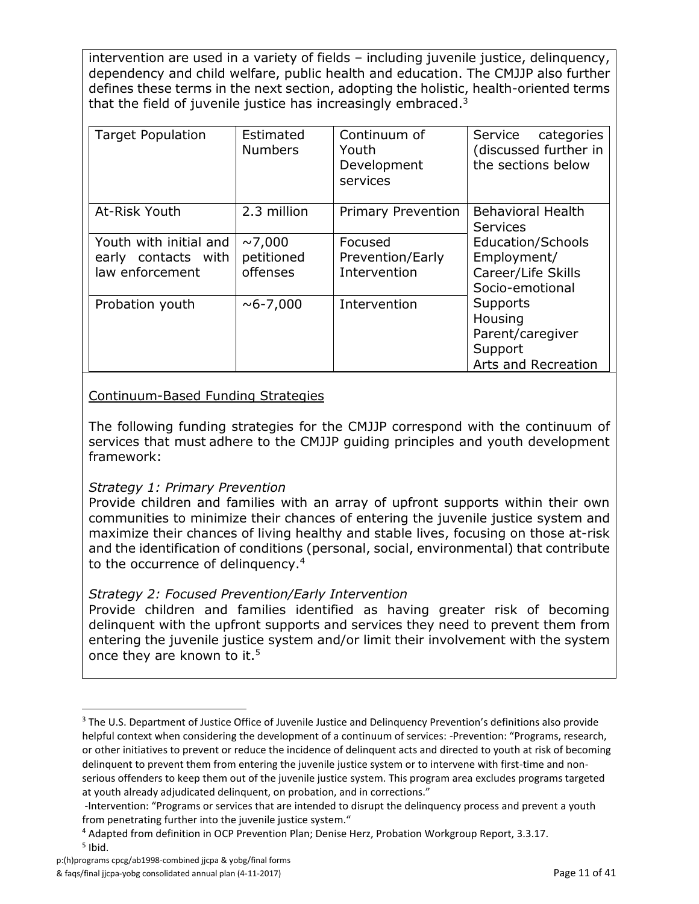intervention are used in a variety of fields – including juvenile justice, delinquency, dependency and child welfare, public health and education. The CMJJP also further defines these terms in the next section, adopting the holistic, health-oriented terms that the field of juvenile justice has increasingly embraced.[3]

| Target Population | Estimated Numbers | Continuum of Youth Development services | Service categories (discussed further in the sections below |
|---|---|---|---|
| At-Risk Youth | 2.3 million | Primary Prevention | Behavioral Health Services<br>Education/Schools<br>Employment/ Career/Life Skills<br>Socio-emotional Supports<br>Housing<br>Parent/caregiver Support<br>Arts and Recreation |
| Youth with initial and early contacts with law enforcement | ~7,000 petitioned offenses | Focused Prevention/Early Intervention | |
| Probation youth | ~6-7,000 | Intervention | |

<u>Continuum-Based Funding Strategies</u>

The following funding strategies for the CMJJP correspond with the continuum of services that must adhere to the CMJJP guiding principles and youth development framework:

*Strategy 1: Primary Prevention*
Provide children and families with an array of upfront supports within their own communities to minimize their chances of entering the juvenile justice system and maximize their chances of living healthy and stable lives, focusing on those at-risk and the identification of conditions (personal, social, environmental) that contribute to the occurrence of delinquency.[4]

*Strategy 2: Focused Prevention/Early Intervention*
Provide children and families identified as having greater risk of becoming delinquent with the upfront supports and services they need to prevent them from entering the juvenile justice system and/or limit their involvement with the system once they are known to it.[5]

---

[3] The U.S. Department of Justice Office of Juvenile Justice and Delinquency Prevention's definitions also provide helpful context when considering the development of a continuum of services: -Prevention: "Programs, research, or other initiatives to prevent or reduce the incidence of delinquent acts and directed to youth at risk of becoming delinquent to prevent them from entering the juvenile justice system or to intervene with first-time and non-serious offenders to keep them out of the juvenile justice system. This program area excludes programs targeted at youth already adjudicated delinquent, on probation, and in corrections."
-Intervention: "Programs or services that are intended to disrupt the delinquency process and prevent a youth from penetrating further into the juvenile justice system."

[4] Adapted from definition in OCP Prevention Plan; Denise Herz, Probation Workgroup Report, 3.3.17.

[5] Ibid.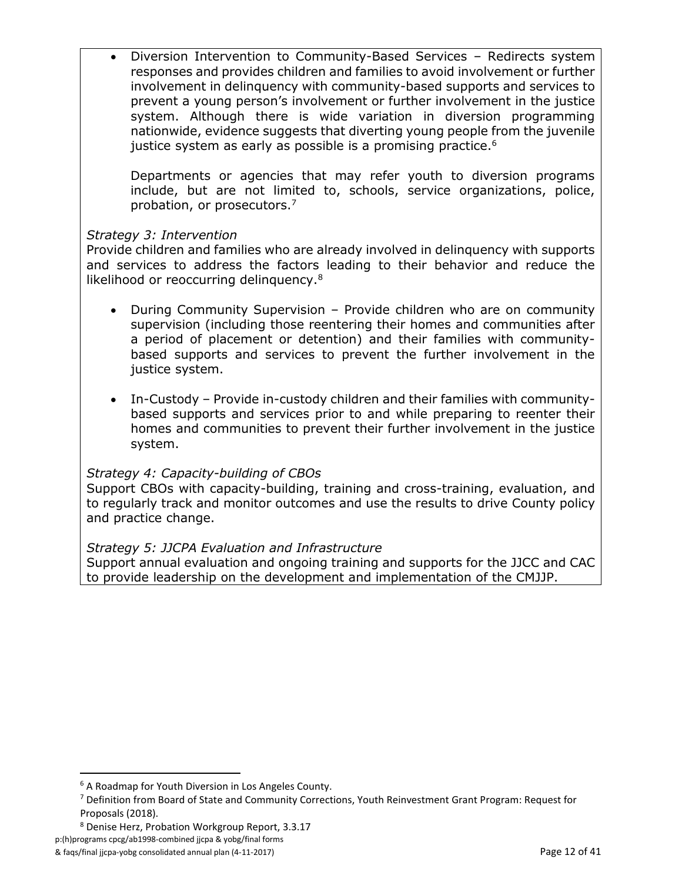- Diversion Intervention to Community-Based Services – Redirects system responses and provides children and families to avoid involvement or further involvement in delinquency with community-based supports and services to prevent a young person's involvement or further involvement in the justice system. Although there is wide variation in diversion programming nationwide, evidence suggests that diverting young people from the juvenile justice system as early as possible is a promising practice.[6]

  Departments or agencies that may refer youth to diversion programs include, but are not limited to, schools, service organizations, police, probation, or prosecutors.[7]

*Strategy 3: Intervention*
Provide children and families who are already involved in delinquency with supports and services to address the factors leading to their behavior and reduce the likelihood or reoccurring delinquency.[8]

- During Community Supervision – Provide children who are on community supervision (including those reentering their homes and communities after a period of placement or detention) and their families with community-based supports and services to prevent the further involvement in the justice system.

- In-Custody – Provide in-custody children and their families with community-based supports and services prior to and while preparing to reenter their homes and communities to prevent their further involvement in the justice system.

*Strategy 4: Capacity-building of CBOs*
Support CBOs with capacity-building, training and cross-training, evaluation, and to regularly track and monitor outcomes and use the results to drive County policy and practice change.

*Strategy 5: JJCPA Evaluation and Infrastructure*
Support annual evaluation and ongoing training and supports for the JJCC and CAC to provide leadership on the development and implementation of the CMJJP.

---

[6] A Roadmap for Youth Diversion in Los Angeles County.

[7] Definition from Board of State and Community Corrections, Youth Reinvestment Grant Program: Request for Proposals (2018).

[8] Denise Herz, Probation Workgroup Report, 3.3.17

p:(h)programs cpcg/ab1998-combined jjcpa & yobg/final forms & faqs/final jjcpa-yobg consolidated annual plan (4-11-2017)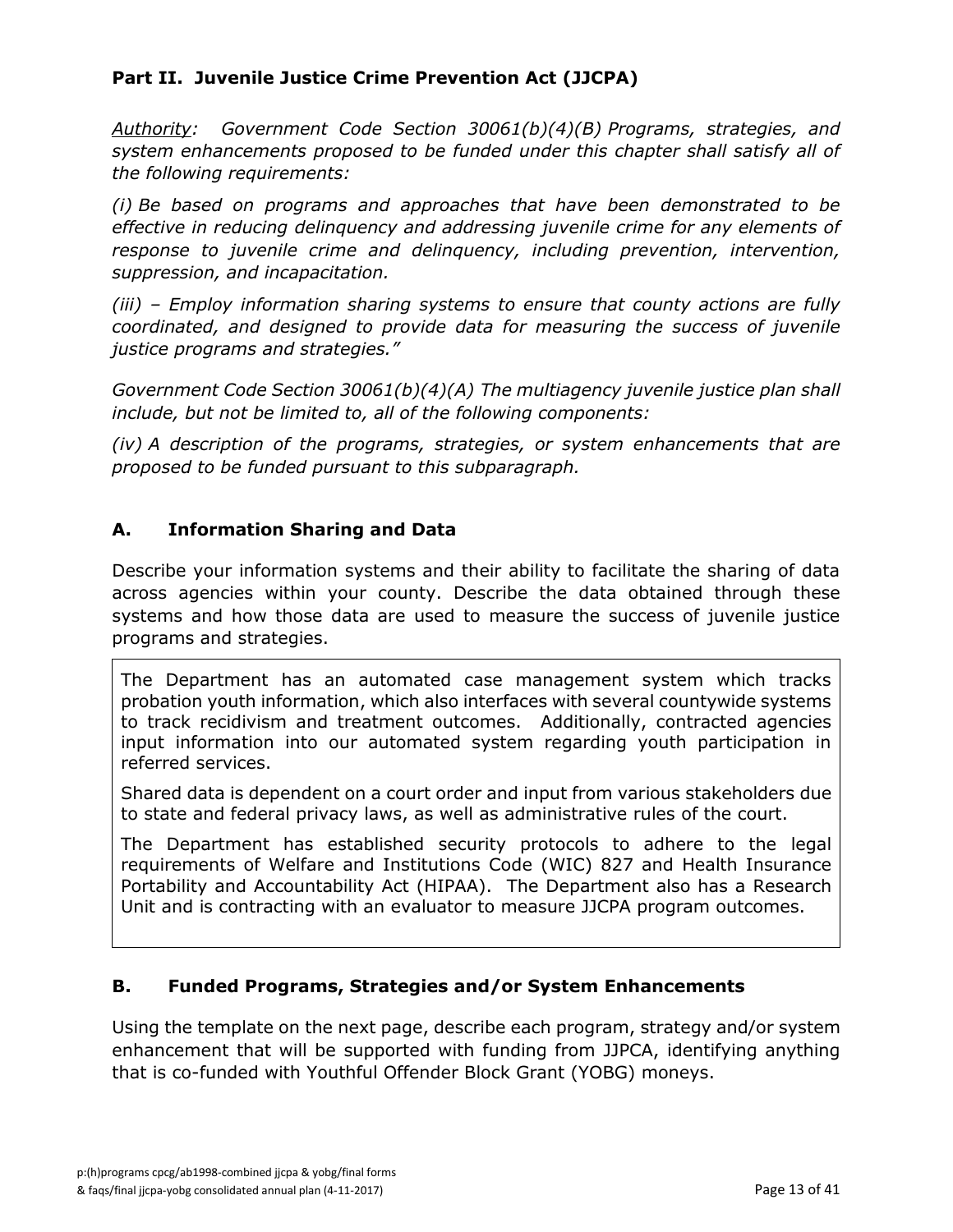## Part II. Juvenile Justice Crime Prevention Act (JJCPA)

*<u>Authority</u>: Government Code Section 30061(b)(4)(B) Programs, strategies, and system enhancements proposed to be funded under this chapter shall satisfy all of the following requirements:*

*(i) Be based on programs and approaches that have been demonstrated to be effective in reducing delinquency and addressing juvenile crime for any elements of response to juvenile crime and delinquency, including prevention, intervention, suppression, and incapacitation.*

*(iii) – Employ information sharing systems to ensure that county actions are fully coordinated, and designed to provide data for measuring the success of juvenile justice programs and strategies."*

*Government Code Section 30061(b)(4)(A) The multiagency juvenile justice plan shall include, but not be limited to, all of the following components:*

*(iv) A description of the programs, strategies, or system enhancements that are proposed to be funded pursuant to this subparagraph.*

### A. Information Sharing and Data

Describe your information systems and their ability to facilitate the sharing of data across agencies within your county. Describe the data obtained through these systems and how those data are used to measure the success of juvenile justice programs and strategies.

The Department has an automated case management system which tracks probation youth information, which also interfaces with several countywide systems to track recidivism and treatment outcomes. Additionally, contracted agencies input information into our automated system regarding youth participation in referred services.

Shared data is dependent on a court order and input from various stakeholders due to state and federal privacy laws, as well as administrative rules of the court.

The Department has established security protocols to adhere to the legal requirements of Welfare and Institutions Code (WIC) 827 and Health Insurance Portability and Accountability Act (HIPAA). The Department also has a Research Unit and is contracting with an evaluator to measure JJCPA program outcomes.

### B. Funded Programs, Strategies and/or System Enhancements

Using the template on the next page, describe each program, strategy and/or system enhancement that will be supported with funding from JJPCA, identifying anything that is co-funded with Youthful Offender Block Grant (YOBG) moneys.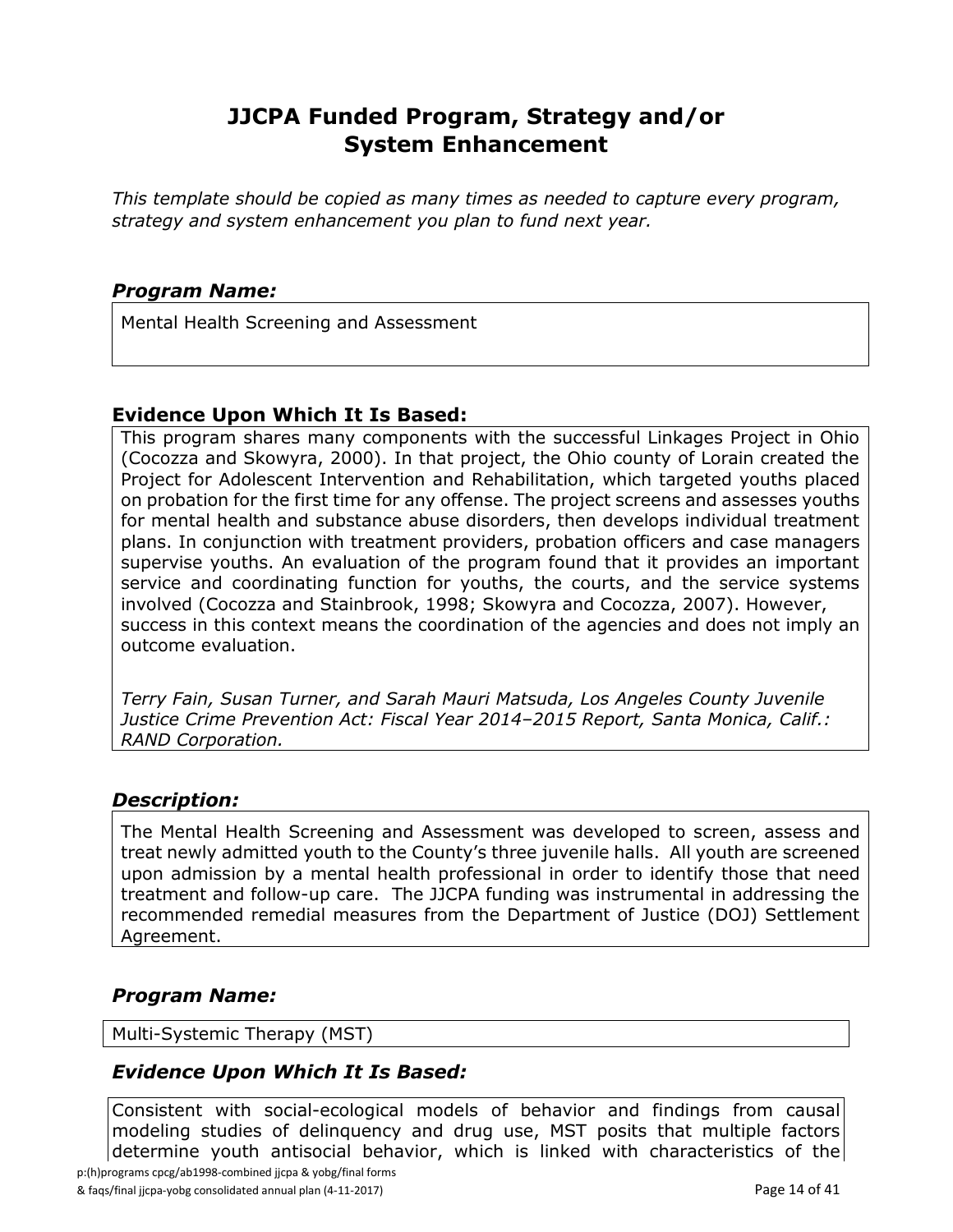# JJCPA Funded Program, Strategy and/or System Enhancement

*This template should be copied as many times as needed to capture every program, strategy and system enhancement you plan to fund next year.*

### *Program Name:*

Mental Health Screening and Assessment

### Evidence Upon Which It Is Based:

This program shares many components with the successful Linkages Project in Ohio (Cocozza and Skowyra, 2000). In that project, the Ohio county of Lorain created the Project for Adolescent Intervention and Rehabilitation, which targeted youths placed on probation for the first time for any offense. The project screens and assesses youths for mental health and substance abuse disorders, then develops individual treatment plans. In conjunction with treatment providers, probation officers and case managers supervise youths. An evaluation of the program found that it provides an important service and coordinating function for youths, the courts, and the service systems involved (Cocozza and Stainbrook, 1998; Skowyra and Cocozza, 2007). However, success in this context means the coordination of the agencies and does not imply an outcome evaluation.

*Terry Fain, Susan Turner, and Sarah Mauri Matsuda, Los Angeles County Juvenile Justice Crime Prevention Act: Fiscal Year 2014–2015 Report, Santa Monica, Calif.: RAND Corporation.*

### *Description:*

The Mental Health Screening and Assessment was developed to screen, assess and treat newly admitted youth to the County's three juvenile halls. All youth are screened upon admission by a mental health professional in order to identify those that need treatment and follow-up care. The JJCPA funding was instrumental in addressing the recommended remedial measures from the Department of Justice (DOJ) Settlement Agreement.

### *Program Name:*

Multi-Systemic Therapy (MST)

### *Evidence Upon Which It Is Based:*

Consistent with social-ecological models of behavior and findings from causal modeling studies of delinquency and drug use, MST posits that multiple factors determine youth antisocial behavior, which is linked with characteristics of the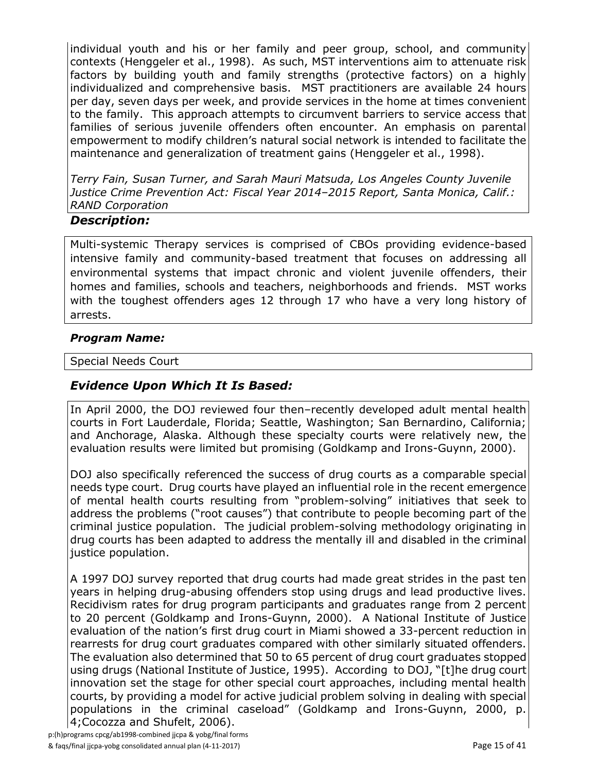individual youth and his or her family and peer group, school, and community contexts (Henggeler et al., 1998). As such, MST interventions aim to attenuate risk factors by building youth and family strengths (protective factors) on a highly individualized and comprehensive basis. MST practitioners are available 24 hours per day, seven days per week, and provide services in the home at times convenient to the family. This approach attempts to circumvent barriers to service access that families of serious juvenile offenders often encounter. An emphasis on parental empowerment to modify children's natural social network is intended to facilitate the maintenance and generalization of treatment gains (Henggeler et al., 1998).

*Terry Fain, Susan Turner, and Sarah Mauri Matsuda, Los Angeles County Juvenile Justice Crime Prevention Act: Fiscal Year 2014–2015 Report, Santa Monica, Calif.: RAND Corporation*

### *Description:*

Multi-systemic Therapy services is comprised of CBOs providing evidence-based intensive family and community-based treatment that focuses on addressing all environmental systems that impact chronic and violent juvenile offenders, their homes and families, schools and teachers, neighborhoods and friends. MST works with the toughest offenders ages 12 through 17 who have a very long history of arrests.

#### *Program Name:*

Special Needs Court

### *Evidence Upon Which It Is Based:*

In April 2000, the DOJ reviewed four then–recently developed adult mental health courts in Fort Lauderdale, Florida; Seattle, Washington; San Bernardino, California; and Anchorage, Alaska. Although these specialty courts were relatively new, the evaluation results were limited but promising (Goldkamp and Irons-Guynn, 2000).

DOJ also specifically referenced the success of drug courts as a comparable special needs type court. Drug courts have played an influential role in the recent emergence of mental health courts resulting from "problem-solving" initiatives that seek to address the problems ("root causes") that contribute to people becoming part of the criminal justice population. The judicial problem-solving methodology originating in drug courts has been adapted to address the mentally ill and disabled in the criminal justice population.

A 1997 DOJ survey reported that drug courts had made great strides in the past ten years in helping drug-abusing offenders stop using drugs and lead productive lives. Recidivism rates for drug program participants and graduates range from 2 percent to 20 percent (Goldkamp and Irons-Guynn, 2000). A National Institute of Justice evaluation of the nation's first drug court in Miami showed a 33-percent reduction in rearrests for drug court graduates compared with other similarly situated offenders. The evaluation also determined that 50 to 65 percent of drug court graduates stopped using drugs (National Institute of Justice, 1995). According to DOJ, "[t]he drug court innovation set the stage for other special court approaches, including mental health courts, by providing a model for active judicial problem solving in dealing with special populations in the criminal caseload" (Goldkamp and Irons-Guynn, 2000, p. 4;Cocozza and Shufelt, 2006).

p:(h)programs cpcg/ab1998-combined jjcpa & yobg/final forms & faqs/final jjcpa-yobg consolidated annual plan (4-11-2017)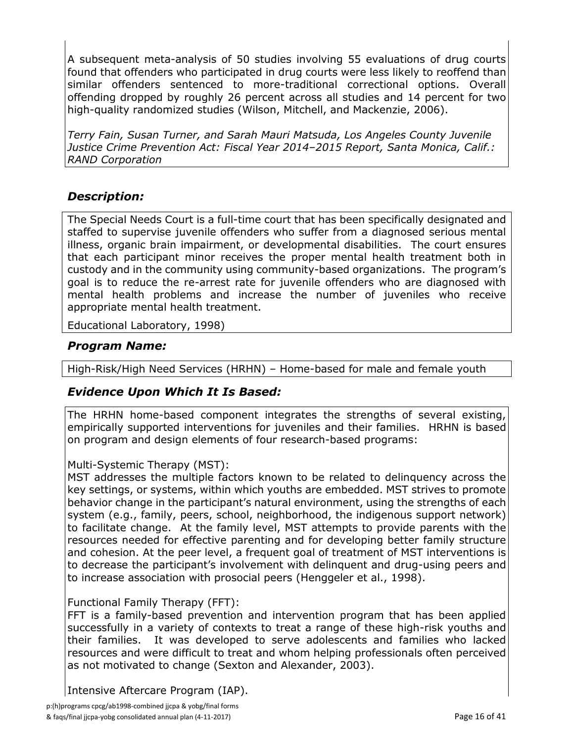A subsequent meta-analysis of 50 studies involving 55 evaluations of drug courts found that offenders who participated in drug courts were less likely to reoffend than similar offenders sentenced to more-traditional correctional options. Overall offending dropped by roughly 26 percent across all studies and 14 percent for two high-quality randomized studies (Wilson, Mitchell, and Mackenzie, 2006).

*Terry Fain, Susan Turner, and Sarah Mauri Matsuda, Los Angeles County Juvenile Justice Crime Prevention Act: Fiscal Year 2014–2015 Report, Santa Monica, Calif.: RAND Corporation*

### *Description:*

The Special Needs Court is a full-time court that has been specifically designated and staffed to supervise juvenile offenders who suffer from a diagnosed serious mental illness, organic brain impairment, or developmental disabilities. The court ensures that each participant minor receives the proper mental health treatment both in custody and in the community using community-based organizations. The program's goal is to reduce the re-arrest rate for juvenile offenders who are diagnosed with mental health problems and increase the number of juveniles who receive appropriate mental health treatment.

Educational Laboratory, 1998)

### *Program Name:*

High-Risk/High Need Services (HRHN) – Home-based for male and female youth

### *Evidence Upon Which It Is Based:*

The HRHN home-based component integrates the strengths of several existing, empirically supported interventions for juveniles and their families. HRHN is based on program and design elements of four research-based programs:

Multi-Systemic Therapy (MST):
MST addresses the multiple factors known to be related to delinquency across the key settings, or systems, within which youths are embedded. MST strives to promote behavior change in the participant's natural environment, using the strengths of each system (e.g., family, peers, school, neighborhood, the indigenous support network) to facilitate change. At the family level, MST attempts to provide parents with the resources needed for effective parenting and for developing better family structure and cohesion. At the peer level, a frequent goal of treatment of MST interventions is to decrease the participant's involvement with delinquent and drug-using peers and to increase association with prosocial peers (Henggeler et al., 1998).

Functional Family Therapy (FFT):
FFT is a family-based prevention and intervention program that has been applied successfully in a variety of contexts to treat a range of these high-risk youths and their families. It was developed to serve adolescents and families who lacked resources and were difficult to treat and whom helping professionals often perceived as not motivated to change (Sexton and Alexander, 2003).

Intensive Aftercare Program (IAP).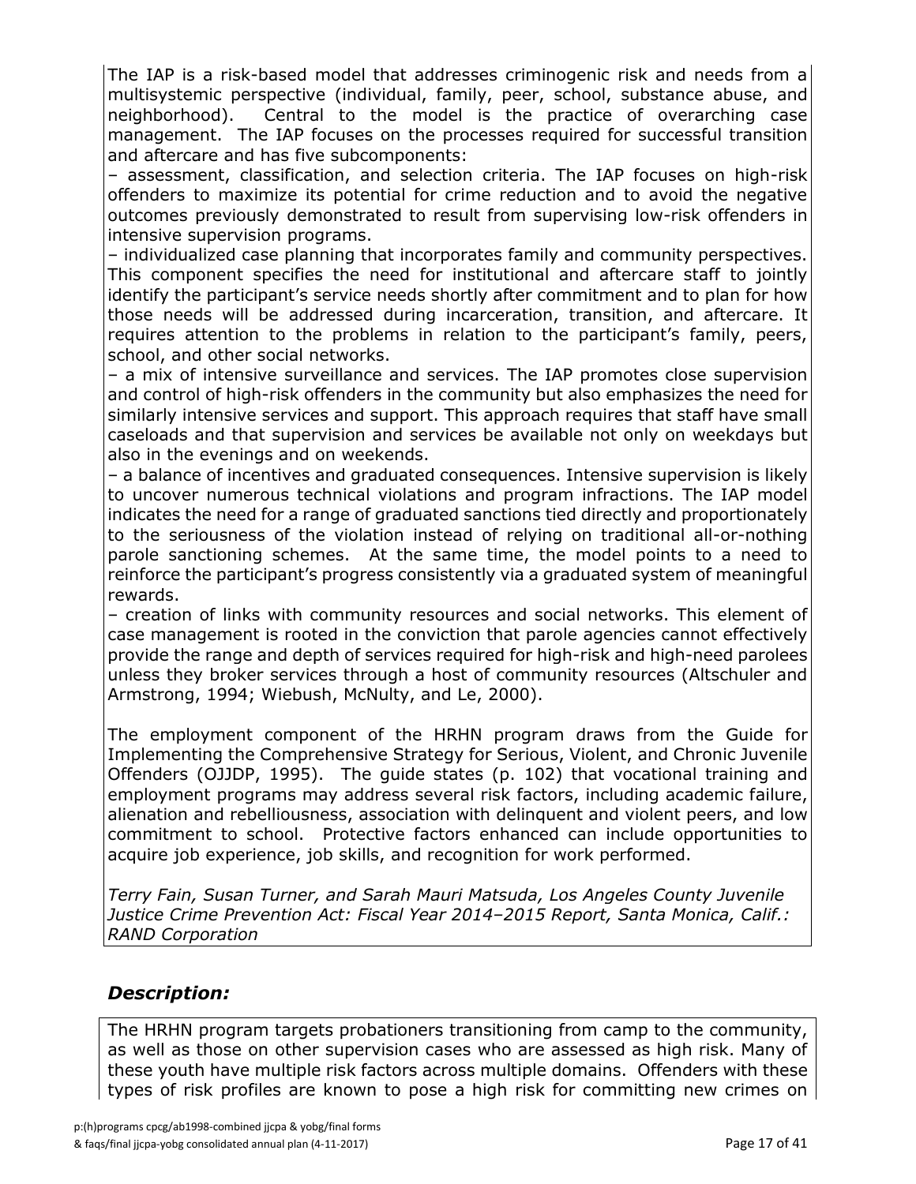The IAP is a risk-based model that addresses criminogenic risk and needs from a multisystemic perspective (individual, family, peer, school, substance abuse, and neighborhood). Central to the model is the practice of overarching case management. The IAP focuses on the processes required for successful transition and aftercare and has five subcomponents:

– assessment, classification, and selection criteria. The IAP focuses on high-risk offenders to maximize its potential for crime reduction and to avoid the negative outcomes previously demonstrated to result from supervising low-risk offenders in intensive supervision programs.

– individualized case planning that incorporates family and community perspectives. This component specifies the need for institutional and aftercare staff to jointly identify the participant's service needs shortly after commitment and to plan for how those needs will be addressed during incarceration, transition, and aftercare. It requires attention to the problems in relation to the participant's family, peers, school, and other social networks.

– a mix of intensive surveillance and services. The IAP promotes close supervision and control of high-risk offenders in the community but also emphasizes the need for similarly intensive services and support. This approach requires that staff have small caseloads and that supervision and services be available not only on weekdays but also in the evenings and on weekends.

– a balance of incentives and graduated consequences. Intensive supervision is likely to uncover numerous technical violations and program infractions. The IAP model indicates the need for a range of graduated sanctions tied directly and proportionately to the seriousness of the violation instead of relying on traditional all-or-nothing parole sanctioning schemes. At the same time, the model points to a need to reinforce the participant's progress consistently via a graduated system of meaningful rewards.

– creation of links with community resources and social networks. This element of case management is rooted in the conviction that parole agencies cannot effectively provide the range and depth of services required for high-risk and high-need parolees unless they broker services through a host of community resources (Altschuler and Armstrong, 1994; Wiebush, McNulty, and Le, 2000).

The employment component of the HRHN program draws from the Guide for Implementing the Comprehensive Strategy for Serious, Violent, and Chronic Juvenile Offenders (OJJDP, 1995). The guide states (p. 102) that vocational training and employment programs may address several risk factors, including academic failure, alienation and rebelliousness, association with delinquent and violent peers, and low commitment to school. Protective factors enhanced can include opportunities to acquire job experience, job skills, and recognition for work performed.

*Terry Fain, Susan Turner, and Sarah Mauri Matsuda, Los Angeles County Juvenile Justice Crime Prevention Act: Fiscal Year 2014–2015 Report, Santa Monica, Calif.: RAND Corporation*

## *Description:*

The HRHN program targets probationers transitioning from camp to the community, as well as those on other supervision cases who are assessed as high risk. Many of these youth have multiple risk factors across multiple domains. Offenders with these types of risk profiles are known to pose a high risk for committing new crimes on

p:(h)programs cpcg/ab1998-combined jjcpa & yobg/final forms & faqs/final jjcpa-yobg consolidated annual plan (4-11-2017)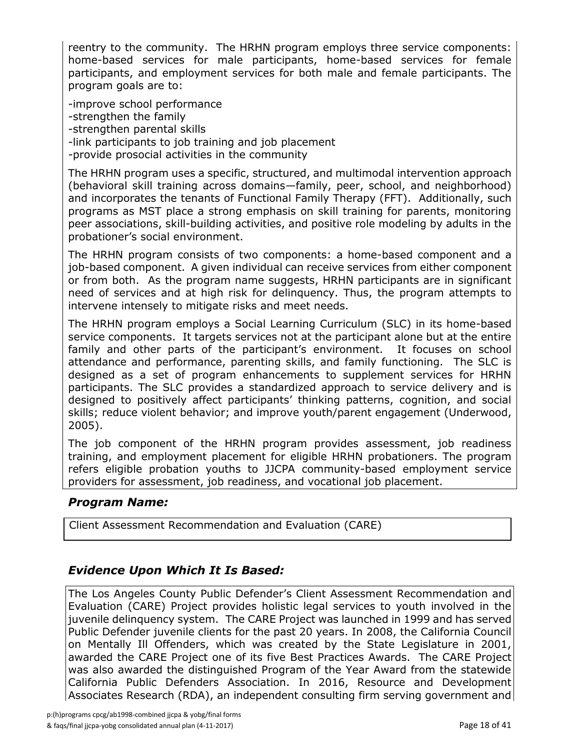reentry to the community. The HRHN program employs three service components: home-based services for male participants, home-based services for female participants, and employment services for both male and female participants. The program goals are to:

-improve school performance
-strengthen the family
-strengthen parental skills
-link participants to job training and job placement
-provide prosocial activities in the community

The HRHN program uses a specific, structured, and multimodal intervention approach (behavioral skill training across domains—family, peer, school, and neighborhood) and incorporates the tenants of Functional Family Therapy (FFT). Additionally, such programs as MST place a strong emphasis on skill training for parents, monitoring peer associations, skill-building activities, and positive role modeling by adults in the probationer's social environment.

The HRHN program consists of two components: a home-based component and a job-based component. A given individual can receive services from either component or from both. As the program name suggests, HRHN participants are in significant need of services and at high risk for delinquency. Thus, the program attempts to intervene intensely to mitigate risks and meet needs.

The HRHN program employs a Social Learning Curriculum (SLC) in its home-based service components. It targets services not at the participant alone but at the entire family and other parts of the participant's environment. It focuses on school attendance and performance, parenting skills, and family functioning. The SLC is designed as a set of program enhancements to supplement services for HRHN participants. The SLC provides a standardized approach to service delivery and is designed to positively affect participants' thinking patterns, cognition, and social skills; reduce violent behavior; and improve youth/parent engagement (Underwood, 2005).

The job component of the HRHN program provides assessment, job readiness training, and employment placement for eligible HRHN probationers. The program refers eligible probation youths to JJCPA community-based employment service providers for assessment, job readiness, and vocational job placement.

### *Program Name:*

Client Assessment Recommendation and Evaluation (CARE)

### *Evidence Upon Which It Is Based:*

The Los Angeles County Public Defender's Client Assessment Recommendation and Evaluation (CARE) Project provides holistic legal services to youth involved in the juvenile delinquency system. The CARE Project was launched in 1999 and has served Public Defender juvenile clients for the past 20 years. In 2008, the California Council on Mentally Ill Offenders, which was created by the State Legislature in 2001, awarded the CARE Project one of its five Best Practices Awards. The CARE Project was also awarded the distinguished Program of the Year Award from the statewide California Public Defenders Association. In 2016, Resource and Development Associates Research (RDA), an independent consulting firm serving government and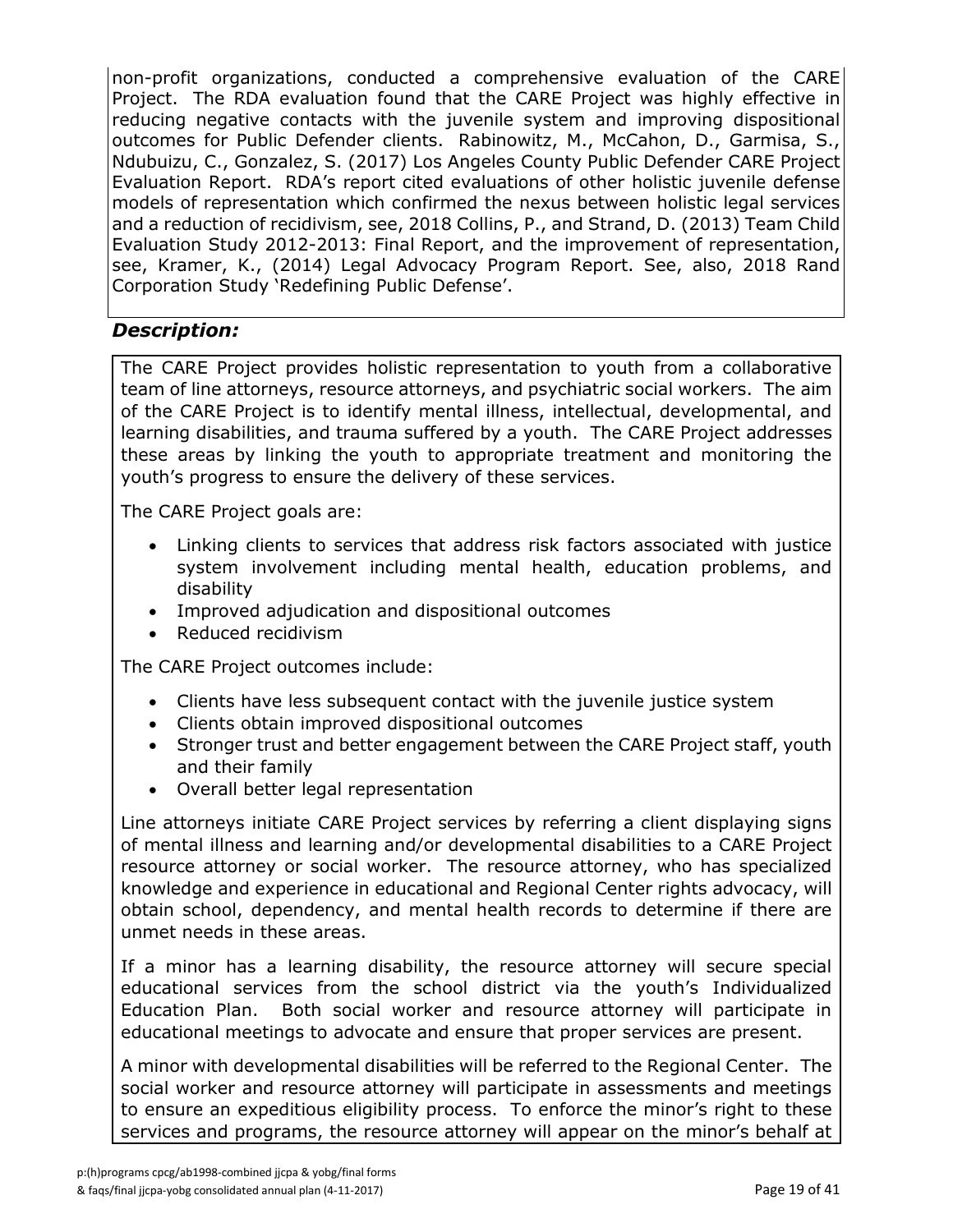non-profit organizations, conducted a comprehensive evaluation of the CARE Project. The RDA evaluation found that the CARE Project was highly effective in reducing negative contacts with the juvenile system and improving dispositional outcomes for Public Defender clients. Rabinowitz, M., McCahon, D., Garmisa, S., Ndubuizu, C., Gonzalez, S. (2017) Los Angeles County Public Defender CARE Project Evaluation Report. RDA's report cited evaluations of other holistic juvenile defense models of representation which confirmed the nexus between holistic legal services and a reduction of recidivism, see, 2018 Collins, P., and Strand, D. (2013) Team Child Evaluation Study 2012-2013: Final Report, and the improvement of representation, see, Kramer, K., (2014) Legal Advocacy Program Report. See, also, 2018 Rand Corporation Study 'Redefining Public Defense'.

### *Description:*

The CARE Project provides holistic representation to youth from a collaborative team of line attorneys, resource attorneys, and psychiatric social workers. The aim of the CARE Project is to identify mental illness, intellectual, developmental, and learning disabilities, and trauma suffered by a youth. The CARE Project addresses these areas by linking the youth to appropriate treatment and monitoring the youth's progress to ensure the delivery of these services.

The CARE Project goals are:

- Linking clients to services that address risk factors associated with justice system involvement including mental health, education problems, and disability
- Improved adjudication and dispositional outcomes
- Reduced recidivism

The CARE Project outcomes include:

- Clients have less subsequent contact with the juvenile justice system
- Clients obtain improved dispositional outcomes
- Stronger trust and better engagement between the CARE Project staff, youth and their family
- Overall better legal representation

Line attorneys initiate CARE Project services by referring a client displaying signs of mental illness and learning and/or developmental disabilities to a CARE Project resource attorney or social worker. The resource attorney, who has specialized knowledge and experience in educational and Regional Center rights advocacy, will obtain school, dependency, and mental health records to determine if there are unmet needs in these areas.

If a minor has a learning disability, the resource attorney will secure special educational services from the school district via the youth's Individualized Education Plan. Both social worker and resource attorney will participate in educational meetings to advocate and ensure that proper services are present.

A minor with developmental disabilities will be referred to the Regional Center. The social worker and resource attorney will participate in assessments and meetings to ensure an expeditious eligibility process. To enforce the minor's right to these services and programs, the resource attorney will appear on the minor's behalf at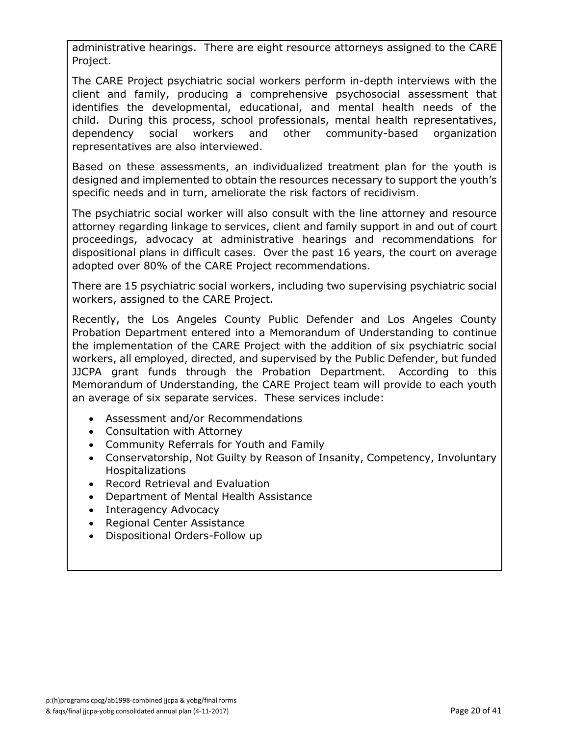administrative hearings. There are eight resource attorneys assigned to the CARE Project.

The CARE Project psychiatric social workers perform in-depth interviews with the client and family, producing a comprehensive psychosocial assessment that identifies the developmental, educational, and mental health needs of the child. During this process, school professionals, mental health representatives, dependency social workers and other community-based organization representatives are also interviewed.

Based on these assessments, an individualized treatment plan for the youth is designed and implemented to obtain the resources necessary to support the youth's specific needs and in turn, ameliorate the risk factors of recidivism.

The psychiatric social worker will also consult with the line attorney and resource attorney regarding linkage to services, client and family support in and out of court proceedings, advocacy at administrative hearings and recommendations for dispositional plans in difficult cases. Over the past 16 years, the court on average adopted over 80% of the CARE Project recommendations.

There are 15 psychiatric social workers, including two supervising psychiatric social workers, assigned to the CARE Project.

Recently, the Los Angeles County Public Defender and Los Angeles County Probation Department entered into a Memorandum of Understanding to continue the implementation of the CARE Project with the addition of six psychiatric social workers, all employed, directed, and supervised by the Public Defender, but funded JJCPA grant funds through the Probation Department. According to this Memorandum of Understanding, the CARE Project team will provide to each youth an average of six separate services. These services include:

- Assessment and/or Recommendations
- Consultation with Attorney
- Community Referrals for Youth and Family
- Conservatorship, Not Guilty by Reason of Insanity, Competency, Involuntary Hospitalizations
- Record Retrieval and Evaluation
- Department of Mental Health Assistance
- Interagency Advocacy
- Regional Center Assistance
- Dispositional Orders-Follow up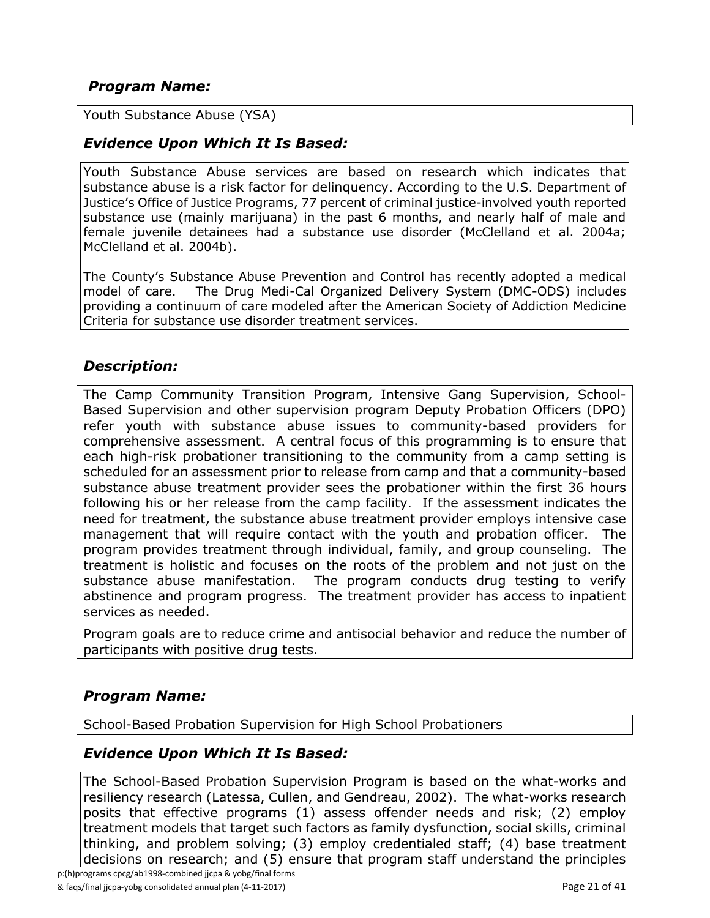### *Program Name:*

Youth Substance Abuse (YSA)

### *Evidence Upon Which It Is Based:*

Youth Substance Abuse services are based on research which indicates that substance abuse is a risk factor for delinquency. According to the U.S. Department of Justice's Office of Justice Programs, 77 percent of criminal justice-involved youth reported substance use (mainly marijuana) in the past 6 months, and nearly half of male and female juvenile detainees had a substance use disorder (McClelland et al. 2004a; McClelland et al. 2004b).

The County's Substance Abuse Prevention and Control has recently adopted a medical model of care. The Drug Medi-Cal Organized Delivery System (DMC-ODS) includes providing a continuum of care modeled after the American Society of Addiction Medicine Criteria for substance use disorder treatment services.

### *Description:*

The Camp Community Transition Program, Intensive Gang Supervision, School-Based Supervision and other supervision program Deputy Probation Officers (DPO) refer youth with substance abuse issues to community-based providers for comprehensive assessment. A central focus of this programming is to ensure that each high-risk probationer transitioning to the community from a camp setting is scheduled for an assessment prior to release from camp and that a community-based substance abuse treatment provider sees the probationer within the first 36 hours following his or her release from the camp facility. If the assessment indicates the need for treatment, the substance abuse treatment provider employs intensive case management that will require contact with the youth and probation officer. The program provides treatment through individual, family, and group counseling. The treatment is holistic and focuses on the roots of the problem and not just on the substance abuse manifestation. The program conducts drug testing to verify abstinence and program progress. The treatment provider has access to inpatient services as needed.

Program goals are to reduce crime and antisocial behavior and reduce the number of participants with positive drug tests.

### *Program Name:*

School-Based Probation Supervision for High School Probationers

### *Evidence Upon Which It Is Based:*

The School-Based Probation Supervision Program is based on the what-works and resiliency research (Latessa, Cullen, and Gendreau, 2002). The what-works research posits that effective programs (1) assess offender needs and risk; (2) employ treatment models that target such factors as family dysfunction, social skills, criminal thinking, and problem solving; (3) employ credentialed staff; (4) base treatment decisions on research; and (5) ensure that program staff understand the principles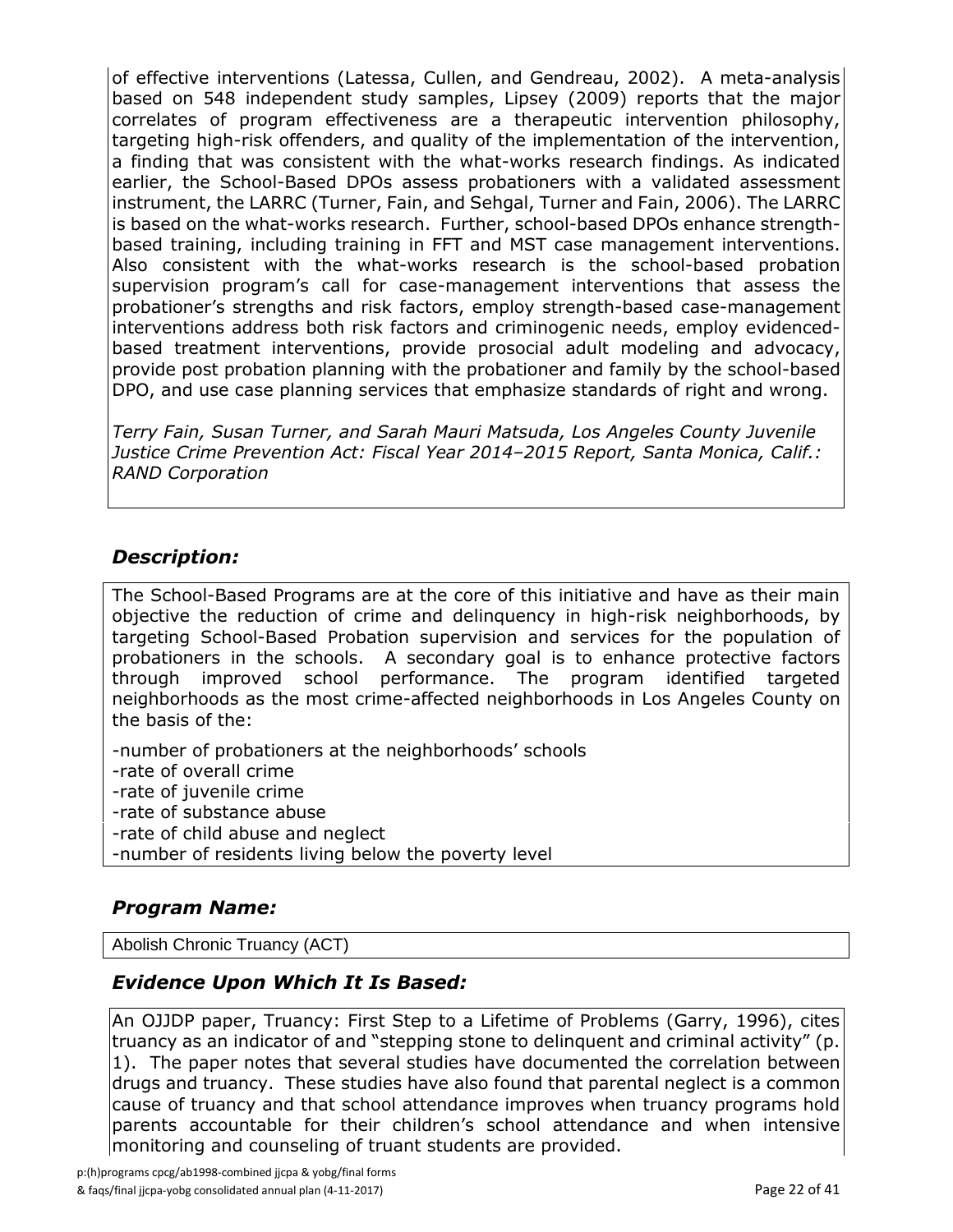of effective interventions (Latessa, Cullen, and Gendreau, 2002). A meta-analysis based on 548 independent study samples, Lipsey (2009) reports that the major correlates of program effectiveness are a therapeutic intervention philosophy, targeting high-risk offenders, and quality of the implementation of the intervention, a finding that was consistent with the what-works research findings. As indicated earlier, the School-Based DPOs assess probationers with a validated assessment instrument, the LARRC (Turner, Fain, and Sehgal, Turner and Fain, 2006). The LARRC is based on the what-works research. Further, school-based DPOs enhance strength-based training, including training in FFT and MST case management interventions. Also consistent with the what-works research is the school-based probation supervision program's call for case-management interventions that assess the probationer's strengths and risk factors, employ strength-based case-management interventions address both risk factors and criminogenic needs, employ evidenced-based treatment interventions, provide prosocial adult modeling and advocacy, provide post probation planning with the probationer and family by the school-based DPO, and use case planning services that emphasize standards of right and wrong.

*Terry Fain, Susan Turner, and Sarah Mauri Matsuda, Los Angeles County Juvenile Justice Crime Prevention Act: Fiscal Year 2014–2015 Report, Santa Monica, Calif.: RAND Corporation*

## *Description:*

The School-Based Programs are at the core of this initiative and have as their main objective the reduction of crime and delinquency in high-risk neighborhoods, by targeting School-Based Probation supervision and services for the population of probationers in the schools. A secondary goal is to enhance protective factors through improved school performance. The program identified targeted neighborhoods as the most crime-affected neighborhoods in Los Angeles County on the basis of the:

-number of probationers at the neighborhoods' schools
-rate of overall crime
-rate of juvenile crime
-rate of substance abuse
-rate of child abuse and neglect
-number of residents living below the poverty level

## *Program Name:*

Abolish Chronic Truancy (ACT)

## *Evidence Upon Which It Is Based:*

An OJJDP paper, Truancy: First Step to a Lifetime of Problems (Garry, 1996), cites truancy as an indicator of and "stepping stone to delinquent and criminal activity" (p. 1). The paper notes that several studies have documented the correlation between drugs and truancy. These studies have also found that parental neglect is a common cause of truancy and that school attendance improves when truancy programs hold parents accountable for their children's school attendance and when intensive monitoring and counseling of truant students are provided.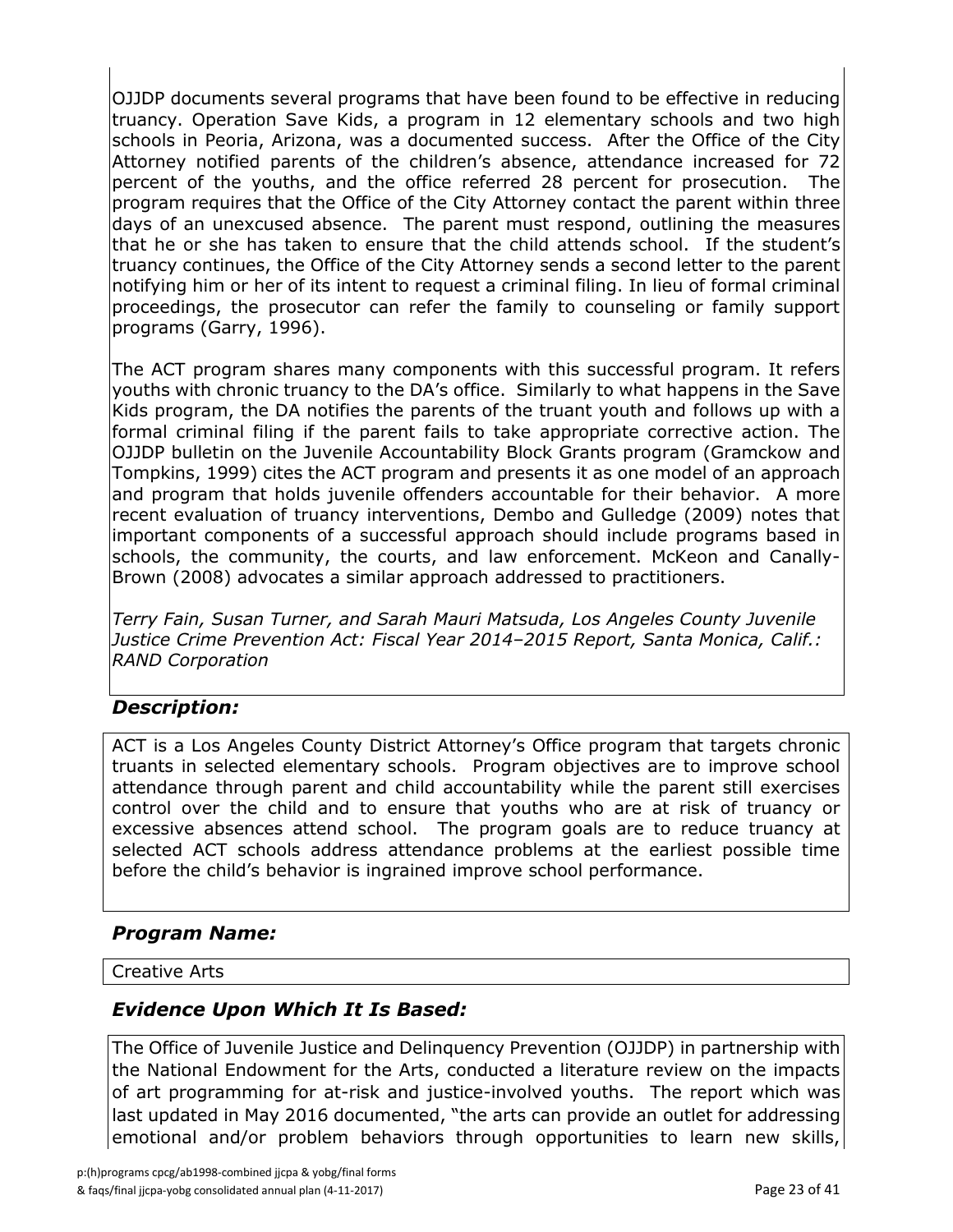OJJDP documents several programs that have been found to be effective in reducing truancy. Operation Save Kids, a program in 12 elementary schools and two high schools in Peoria, Arizona, was a documented success. After the Office of the City Attorney notified parents of the children's absence, attendance increased for 72 percent of the youths, and the office referred 28 percent for prosecution. The program requires that the Office of the City Attorney contact the parent within three days of an unexcused absence. The parent must respond, outlining the measures that he or she has taken to ensure that the child attends school. If the student's truancy continues, the Office of the City Attorney sends a second letter to the parent notifying him or her of its intent to request a criminal filing. In lieu of formal criminal proceedings, the prosecutor can refer the family to counseling or family support programs (Garry, 1996).

The ACT program shares many components with this successful program. It refers youths with chronic truancy to the DA's office. Similarly to what happens in the Save Kids program, the DA notifies the parents of the truant youth and follows up with a formal criminal filing if the parent fails to take appropriate corrective action. The OJJDP bulletin on the Juvenile Accountability Block Grants program (Gramckow and Tompkins, 1999) cites the ACT program and presents it as one model of an approach and program that holds juvenile offenders accountable for their behavior. A more recent evaluation of truancy interventions, Dembo and Gulledge (2009) notes that important components of a successful approach should include programs based in schools, the community, the courts, and law enforcement. McKeon and Canally-Brown (2008) advocates a similar approach addressed to practitioners.

*Terry Fain, Susan Turner, and Sarah Mauri Matsuda, Los Angeles County Juvenile Justice Crime Prevention Act: Fiscal Year 2014–2015 Report, Santa Monica, Calif.: RAND Corporation*

### *Description:*

ACT is a Los Angeles County District Attorney's Office program that targets chronic truants in selected elementary schools. Program objectives are to improve school attendance through parent and child accountability while the parent still exercises control over the child and to ensure that youths who are at risk of truancy or excessive absences attend school. The program goals are to reduce truancy at selected ACT schools address attendance problems at the earliest possible time before the child's behavior is ingrained improve school performance.

### *Program Name:*

Creative Arts

### *Evidence Upon Which It Is Based:*

The Office of Juvenile Justice and Delinquency Prevention (OJJDP) in partnership with the National Endowment for the Arts, conducted a literature review on the impacts of art programming for at-risk and justice-involved youths. The report which was last updated in May 2016 documented, "the arts can provide an outlet for addressing emotional and/or problem behaviors through opportunities to learn new skills,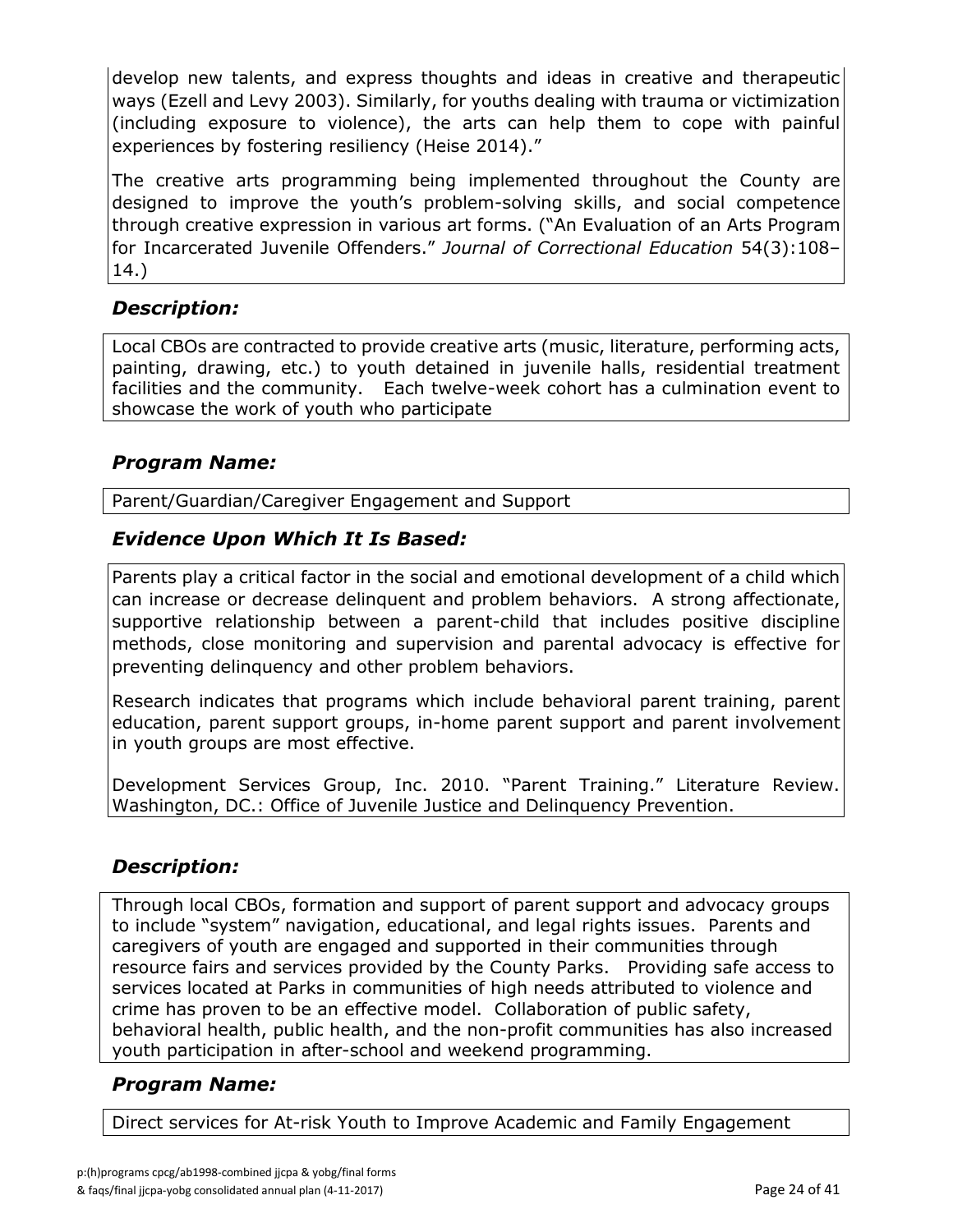develop new talents, and express thoughts and ideas in creative and therapeutic ways (Ezell and Levy 2003). Similarly, for youths dealing with trauma or victimization (including exposure to violence), the arts can help them to cope with painful experiences by fostering resiliency (Heise 2014)."

The creative arts programming being implemented throughout the County are designed to improve the youth's problem-solving skills, and social competence through creative expression in various art forms. ("An Evaluation of an Arts Program for Incarcerated Juvenile Offenders." *Journal of Correctional Education* 54(3):108–14.)

### *Description:*

Local CBOs are contracted to provide creative arts (music, literature, performing acts, painting, drawing, etc.) to youth detained in juvenile halls, residential treatment facilities and the community. Each twelve-week cohort has a culmination event to showcase the work of youth who participate

### *Program Name:*

Parent/Guardian/Caregiver Engagement and Support

### *Evidence Upon Which It Is Based:*

Parents play a critical factor in the social and emotional development of a child which can increase or decrease delinquent and problem behaviors. A strong affectionate, supportive relationship between a parent-child that includes positive discipline methods, close monitoring and supervision and parental advocacy is effective for preventing delinquency and other problem behaviors.

Research indicates that programs which include behavioral parent training, parent education, parent support groups, in-home parent support and parent involvement in youth groups are most effective.

Development Services Group, Inc. 2010. "Parent Training." Literature Review. Washington, DC.: Office of Juvenile Justice and Delinquency Prevention.

### *Description:*

Through local CBOs, formation and support of parent support and advocacy groups to include "system" navigation, educational, and legal rights issues. Parents and caregivers of youth are engaged and supported in their communities through resource fairs and services provided by the County Parks. Providing safe access to services located at Parks in communities of high needs attributed to violence and crime has proven to be an effective model. Collaboration of public safety, behavioral health, public health, and the non-profit communities has also increased youth participation in after-school and weekend programming.

### *Program Name:*

Direct services for At-risk Youth to Improve Academic and Family Engagement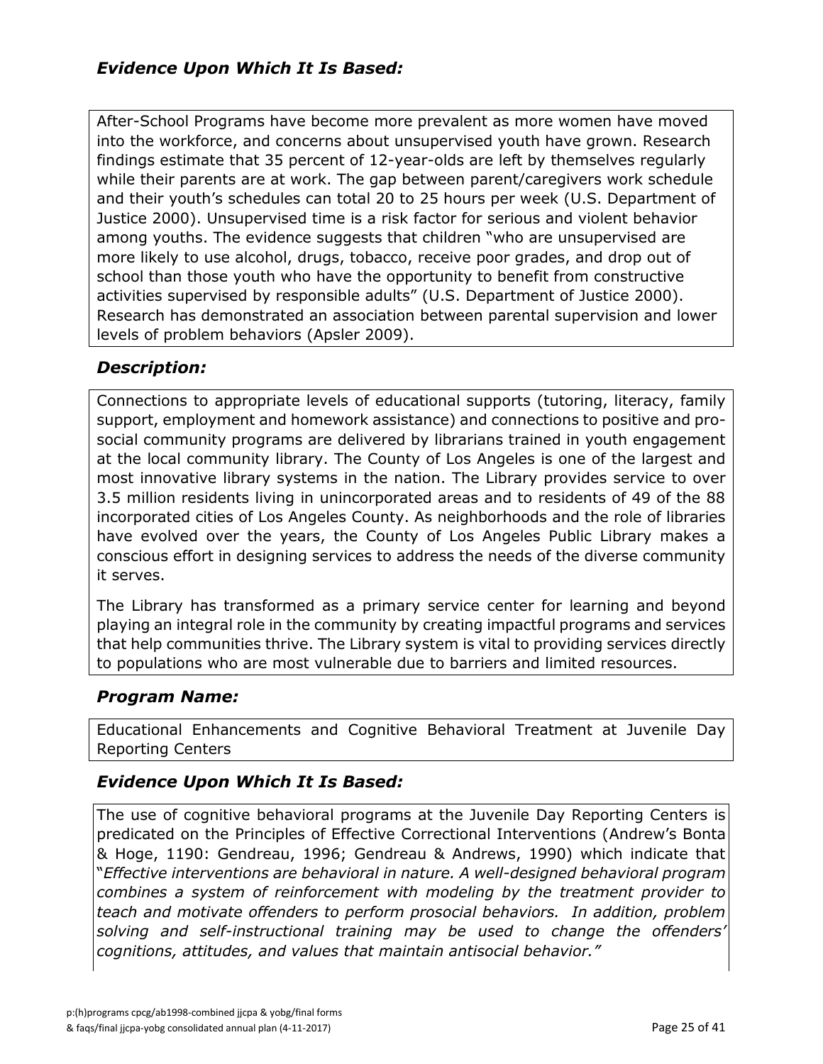### *Evidence Upon Which It Is Based:*

After-School Programs have become more prevalent as more women have moved into the workforce, and concerns about unsupervised youth have grown. Research findings estimate that 35 percent of 12-year-olds are left by themselves regularly while their parents are at work. The gap between parent/caregivers work schedule and their youth's schedules can total 20 to 25 hours per week (U.S. Department of Justice 2000). Unsupervised time is a risk factor for serious and violent behavior among youths. The evidence suggests that children "who are unsupervised are more likely to use alcohol, drugs, tobacco, receive poor grades, and drop out of school than those youth who have the opportunity to benefit from constructive activities supervised by responsible adults" (U.S. Department of Justice 2000). Research has demonstrated an association between parental supervision and lower levels of problem behaviors (Apsler 2009).

### *Description:*

Connections to appropriate levels of educational supports (tutoring, literacy, family support, employment and homework assistance) and connections to positive and pro-social community programs are delivered by librarians trained in youth engagement at the local community library. The County of Los Angeles is one of the largest and most innovative library systems in the nation. The Library provides service to over 3.5 million residents living in unincorporated areas and to residents of 49 of the 88 incorporated cities of Los Angeles County. As neighborhoods and the role of libraries have evolved over the years, the County of Los Angeles Public Library makes a conscious effort in designing services to address the needs of the diverse community it serves.

The Library has transformed as a primary service center for learning and beyond playing an integral role in the community by creating impactful programs and services that help communities thrive. The Library system is vital to providing services directly to populations who are most vulnerable due to barriers and limited resources.

### *Program Name:*

Educational Enhancements and Cognitive Behavioral Treatment at Juvenile Day Reporting Centers

### *Evidence Upon Which It Is Based:*

The use of cognitive behavioral programs at the Juvenile Day Reporting Centers is predicated on the Principles of Effective Correctional Interventions (Andrew's Bonta & Hoge, 1190: Gendreau, 1996; Gendreau & Andrews, 1990) which indicate that "*Effective interventions are behavioral in nature. A well-designed behavioral program combines a system of reinforcement with modeling by the treatment provider to teach and motivate offenders to perform prosocial behaviors. In addition, problem solving and self-instructional training may be used to change the offenders' cognitions, attitudes, and values that maintain antisocial behavior."*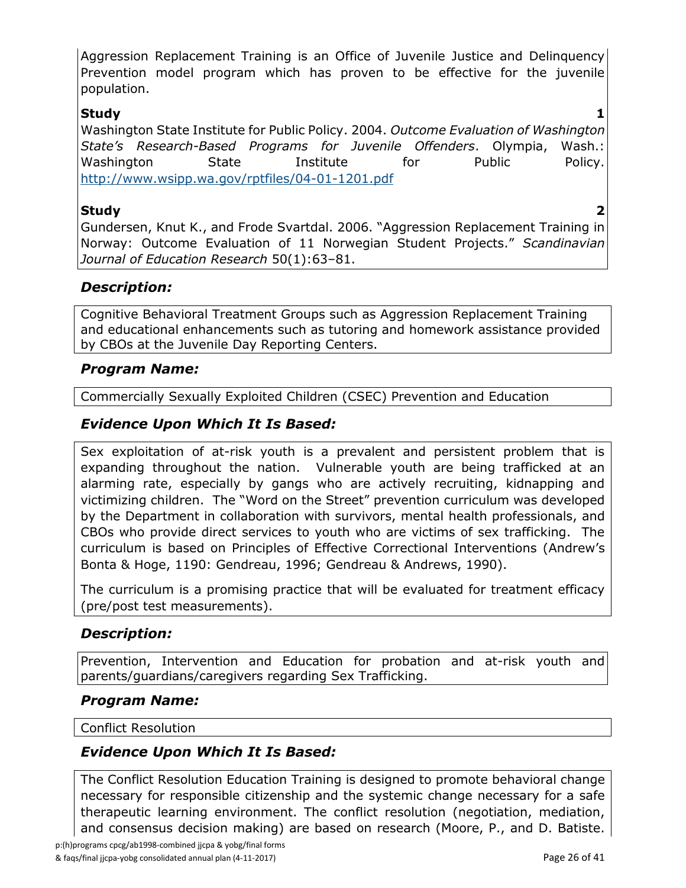Aggression Replacement Training is an Office of Juvenile Justice and Delinquency Prevention model program which has proven to be effective for the juvenile population.

**Study 1**

Washington State Institute for Public Policy. 2004. *Outcome Evaluation of Washington State's Research-Based Programs for Juvenile Offenders*. Olympia, Wash.: Washington State Institute for Public Policy. http://www.wsipp.wa.gov/rptfiles/04-01-1201.pdf

**Study 2**

Gundersen, Knut K., and Frode Svartdal. 2006. "Aggression Replacement Training in Norway: Outcome Evaluation of 11 Norwegian Student Projects." *Scandinavian Journal of Education Research* 50(1):63–81.

### *Description:*

Cognitive Behavioral Treatment Groups such as Aggression Replacement Training and educational enhancements such as tutoring and homework assistance provided by CBOs at the Juvenile Day Reporting Centers.

### *Program Name:*

Commercially Sexually Exploited Children (CSEC) Prevention and Education

### *Evidence Upon Which It Is Based:*

Sex exploitation of at-risk youth is a prevalent and persistent problem that is expanding throughout the nation. Vulnerable youth are being trafficked at an alarming rate, especially by gangs who are actively recruiting, kidnapping and victimizing children. The "Word on the Street" prevention curriculum was developed by the Department in collaboration with survivors, mental health professionals, and CBOs who provide direct services to youth who are victims of sex trafficking. The curriculum is based on Principles of Effective Correctional Interventions (Andrew's Bonta & Hoge, 1190: Gendreau, 1996; Gendreau & Andrews, 1990).

The curriculum is a promising practice that will be evaluated for treatment efficacy (pre/post test measurements).

### *Description:*

Prevention, Intervention and Education for probation and at-risk youth and parents/guardians/caregivers regarding Sex Trafficking.

### *Program Name:*

Conflict Resolution

### *Evidence Upon Which It Is Based:*

The Conflict Resolution Education Training is designed to promote behavioral change necessary for responsible citizenship and the systemic change necessary for a safe therapeutic learning environment. The conflict resolution (negotiation, mediation, and consensus decision making) are based on research (Moore, P., and D. Batiste.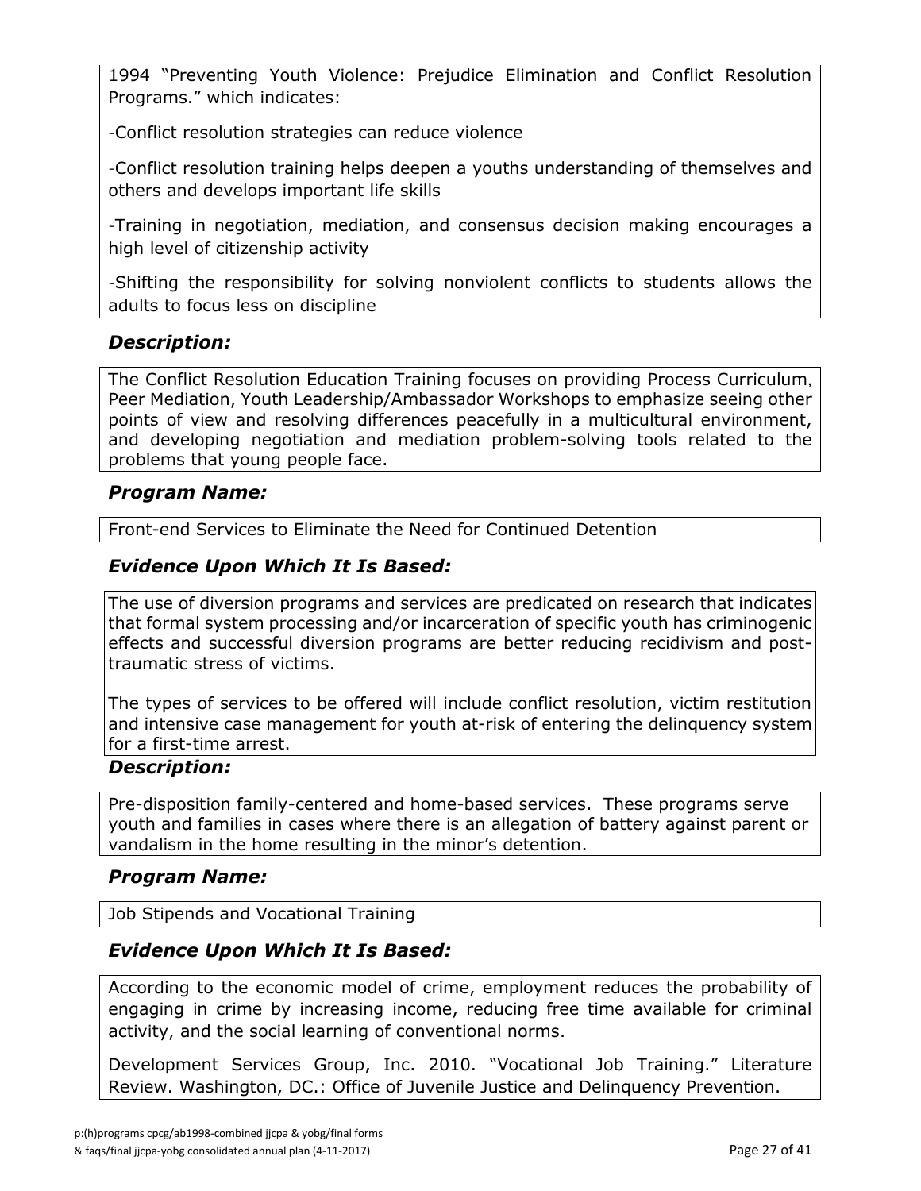1994 "Preventing Youth Violence: Prejudice Elimination and Conflict Resolution Programs." which indicates:

-Conflict resolution strategies can reduce violence

-Conflict resolution training helps deepen a youths understanding of themselves and others and develops important life skills

-Training in negotiation, mediation, and consensus decision making encourages a high level of citizenship activity

-Shifting the responsibility for solving nonviolent conflicts to students allows the adults to focus less on discipline

### *Description:*

The Conflict Resolution Education Training focuses on providing Process Curriculum, Peer Mediation, Youth Leadership/Ambassador Workshops to emphasize seeing other points of view and resolving differences peacefully in a multicultural environment, and developing negotiation and mediation problem-solving tools related to the problems that young people face.

### *Program Name:*

Front-end Services to Eliminate the Need for Continued Detention

### *Evidence Upon Which It Is Based:*

The use of diversion programs and services are predicated on research that indicates that formal system processing and/or incarceration of specific youth has criminogenic effects and successful diversion programs are better reducing recidivism and post-traumatic stress of victims.

The types of services to be offered will include conflict resolution, victim restitution and intensive case management for youth at-risk of entering the delinquency system for a first-time arrest.

### *Description:*

Pre-disposition family-centered and home-based services. These programs serve youth and families in cases where there is an allegation of battery against parent or vandalism in the home resulting in the minor's detention.

### *Program Name:*

Job Stipends and Vocational Training

### *Evidence Upon Which It Is Based:*

According to the economic model of crime, employment reduces the probability of engaging in crime by increasing income, reducing free time available for criminal activity, and the social learning of conventional norms.

Development Services Group, Inc. 2010. "Vocational Job Training." Literature Review. Washington, DC.: Office of Juvenile Justice and Delinquency Prevention.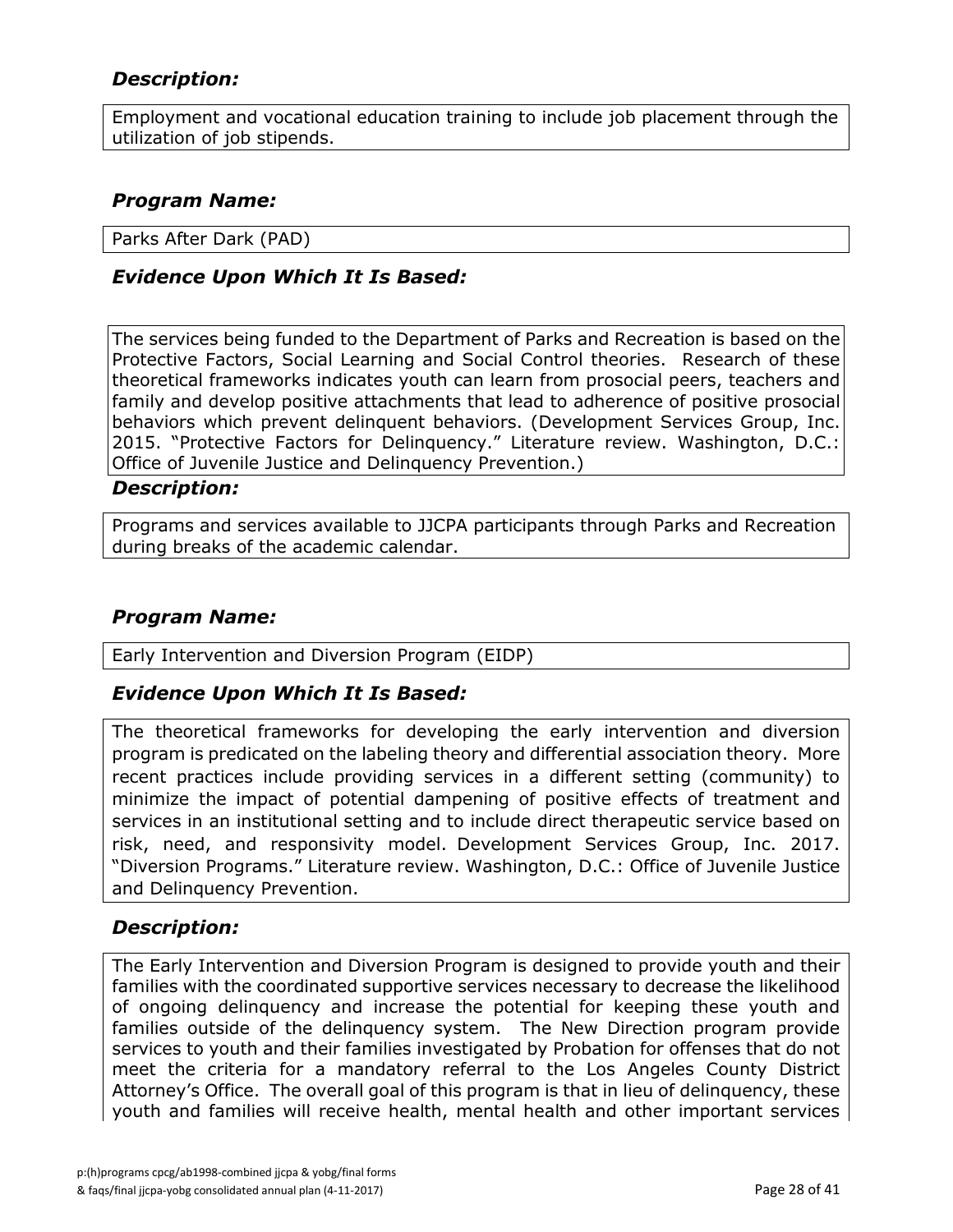### *Description:*

Employment and vocational education training to include job placement through the utilization of job stipends.

### *Program Name:*

Parks After Dark (PAD)

### *Evidence Upon Which It Is Based:*

The services being funded to the Department of Parks and Recreation is based on the Protective Factors, Social Learning and Social Control theories. Research of these theoretical frameworks indicates youth can learn from prosocial peers, teachers and family and develop positive attachments that lead to adherence of positive prosocial behaviors which prevent delinquent behaviors. (Development Services Group, Inc. 2015. "Protective Factors for Delinquency." Literature review. Washington, D.C.: Office of Juvenile Justice and Delinquency Prevention.)

### *Description:*

Programs and services available to JJCPA participants through Parks and Recreation during breaks of the academic calendar.

### *Program Name:*

Early Intervention and Diversion Program (EIDP)

### *Evidence Upon Which It Is Based:*

The theoretical frameworks for developing the early intervention and diversion program is predicated on the labeling theory and differential association theory. More recent practices include providing services in a different setting (community) to minimize the impact of potential dampening of positive effects of treatment and services in an institutional setting and to include direct therapeutic service based on risk, need, and responsivity model. Development Services Group, Inc. 2017. "Diversion Programs." Literature review. Washington, D.C.: Office of Juvenile Justice and Delinquency Prevention.

### *Description:*

The Early Intervention and Diversion Program is designed to provide youth and their families with the coordinated supportive services necessary to decrease the likelihood of ongoing delinquency and increase the potential for keeping these youth and families outside of the delinquency system. The New Direction program provide services to youth and their families investigated by Probation for offenses that do not meet the criteria for a mandatory referral to the Los Angeles County District Attorney's Office. The overall goal of this program is that in lieu of delinquency, these youth and families will receive health, mental health and other important services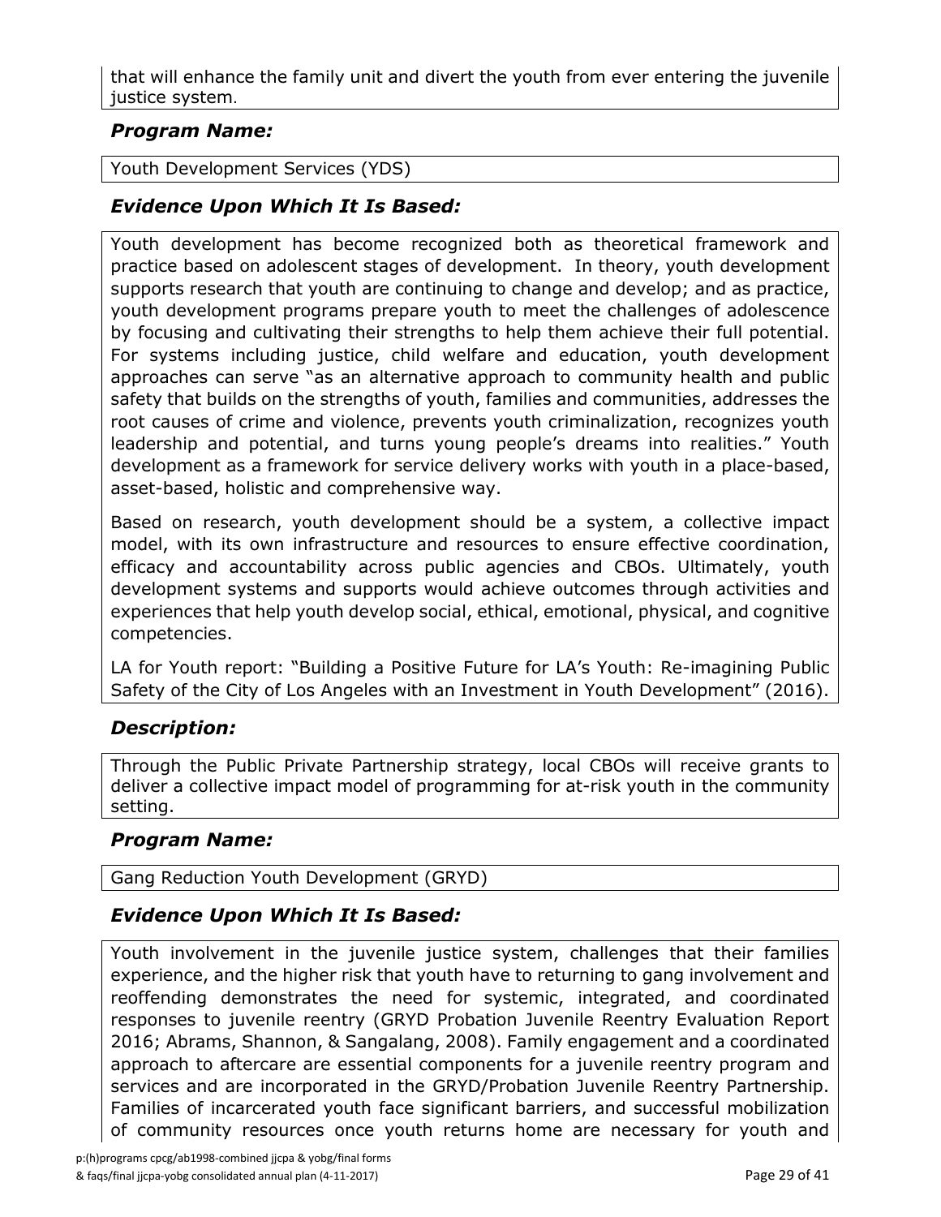that will enhance the family unit and divert the youth from ever entering the juvenile justice system.

### *Program Name:*

Youth Development Services (YDS)

### *Evidence Upon Which It Is Based:*

Youth development has become recognized both as theoretical framework and practice based on adolescent stages of development. In theory, youth development supports research that youth are continuing to change and develop; and as practice, youth development programs prepare youth to meet the challenges of adolescence by focusing and cultivating their strengths to help them achieve their full potential. For systems including justice, child welfare and education, youth development approaches can serve "as an alternative approach to community health and public safety that builds on the strengths of youth, families and communities, addresses the root causes of crime and violence, prevents youth criminalization, recognizes youth leadership and potential, and turns young people's dreams into realities." Youth development as a framework for service delivery works with youth in a place-based, asset-based, holistic and comprehensive way.

Based on research, youth development should be a system, a collective impact model, with its own infrastructure and resources to ensure effective coordination, efficacy and accountability across public agencies and CBOs. Ultimately, youth development systems and supports would achieve outcomes through activities and experiences that help youth develop social, ethical, emotional, physical, and cognitive competencies.

LA for Youth report: "Building a Positive Future for LA's Youth: Re-imagining Public Safety of the City of Los Angeles with an Investment in Youth Development" (2016).

### *Description:*

Through the Public Private Partnership strategy, local CBOs will receive grants to deliver a collective impact model of programming for at-risk youth in the community setting.

### *Program Name:*

Gang Reduction Youth Development (GRYD)

### *Evidence Upon Which It Is Based:*

Youth involvement in the juvenile justice system, challenges that their families experience, and the higher risk that youth have to returning to gang involvement and reoffending demonstrates the need for systemic, integrated, and coordinated responses to juvenile reentry (GRYD Probation Juvenile Reentry Evaluation Report 2016; Abrams, Shannon, & Sangalang, 2008). Family engagement and a coordinated approach to aftercare are essential components for a juvenile reentry program and services and are incorporated in the GRYD/Probation Juvenile Reentry Partnership. Families of incarcerated youth face significant barriers, and successful mobilization of community resources once youth returns home are necessary for youth and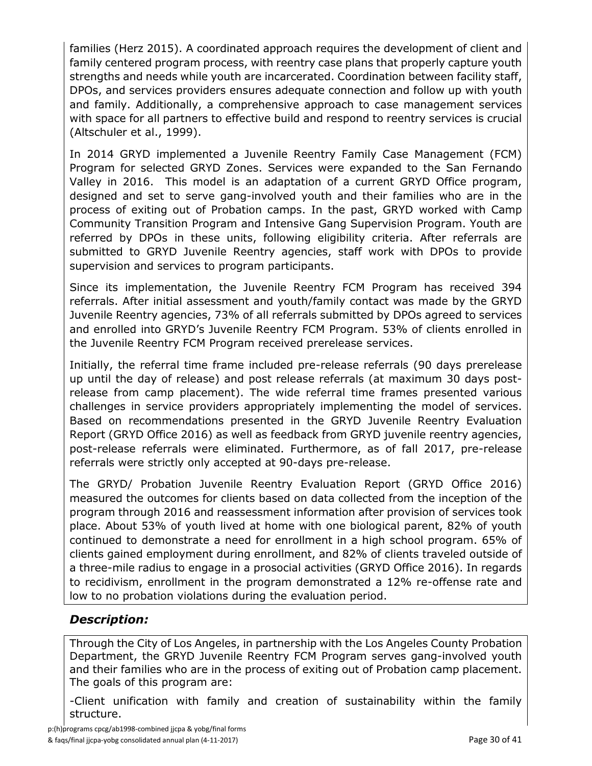families (Herz 2015). A coordinated approach requires the development of client and family centered program process, with reentry case plans that properly capture youth strengths and needs while youth are incarcerated. Coordination between facility staff, DPOs, and services providers ensures adequate connection and follow up with youth and family. Additionally, a comprehensive approach to case management services with space for all partners to effective build and respond to reentry services is crucial (Altschuler et al., 1999).

In 2014 GRYD implemented a Juvenile Reentry Family Case Management (FCM) Program for selected GRYD Zones. Services were expanded to the San Fernando Valley in 2016. This model is an adaptation of a current GRYD Office program, designed and set to serve gang-involved youth and their families who are in the process of exiting out of Probation camps. In the past, GRYD worked with Camp Community Transition Program and Intensive Gang Supervision Program. Youth are referred by DPOs in these units, following eligibility criteria. After referrals are submitted to GRYD Juvenile Reentry agencies, staff work with DPOs to provide supervision and services to program participants.

Since its implementation, the Juvenile Reentry FCM Program has received 394 referrals. After initial assessment and youth/family contact was made by the GRYD Juvenile Reentry agencies, 73% of all referrals submitted by DPOs agreed to services and enrolled into GRYD's Juvenile Reentry FCM Program. 53% of clients enrolled in the Juvenile Reentry FCM Program received prerelease services.

Initially, the referral time frame included pre-release referrals (90 days prerelease up until the day of release) and post release referrals (at maximum 30 days post-release from camp placement). The wide referral time frames presented various challenges in service providers appropriately implementing the model of services. Based on recommendations presented in the GRYD Juvenile Reentry Evaluation Report (GRYD Office 2016) as well as feedback from GRYD juvenile reentry agencies, post-release referrals were eliminated. Furthermore, as of fall 2017, pre-release referrals were strictly only accepted at 90-days pre-release.

The GRYD/ Probation Juvenile Reentry Evaluation Report (GRYD Office 2016) measured the outcomes for clients based on data collected from the inception of the program through 2016 and reassessment information after provision of services took place. About 53% of youth lived at home with one biological parent, 82% of youth continued to demonstrate a need for enrollment in a high school program. 65% of clients gained employment during enrollment, and 82% of clients traveled outside of a three-mile radius to engage in a prosocial activities (GRYD Office 2016). In regards to recidivism, enrollment in the program demonstrated a 12% re-offense rate and low to no probation violations during the evaluation period.

## *Description:*

Through the City of Los Angeles, in partnership with the Los Angeles County Probation Department, the GRYD Juvenile Reentry FCM Program serves gang-involved youth and their families who are in the process of exiting out of Probation camp placement. The goals of this program are:

-Client unification with family and creation of sustainability within the family structure.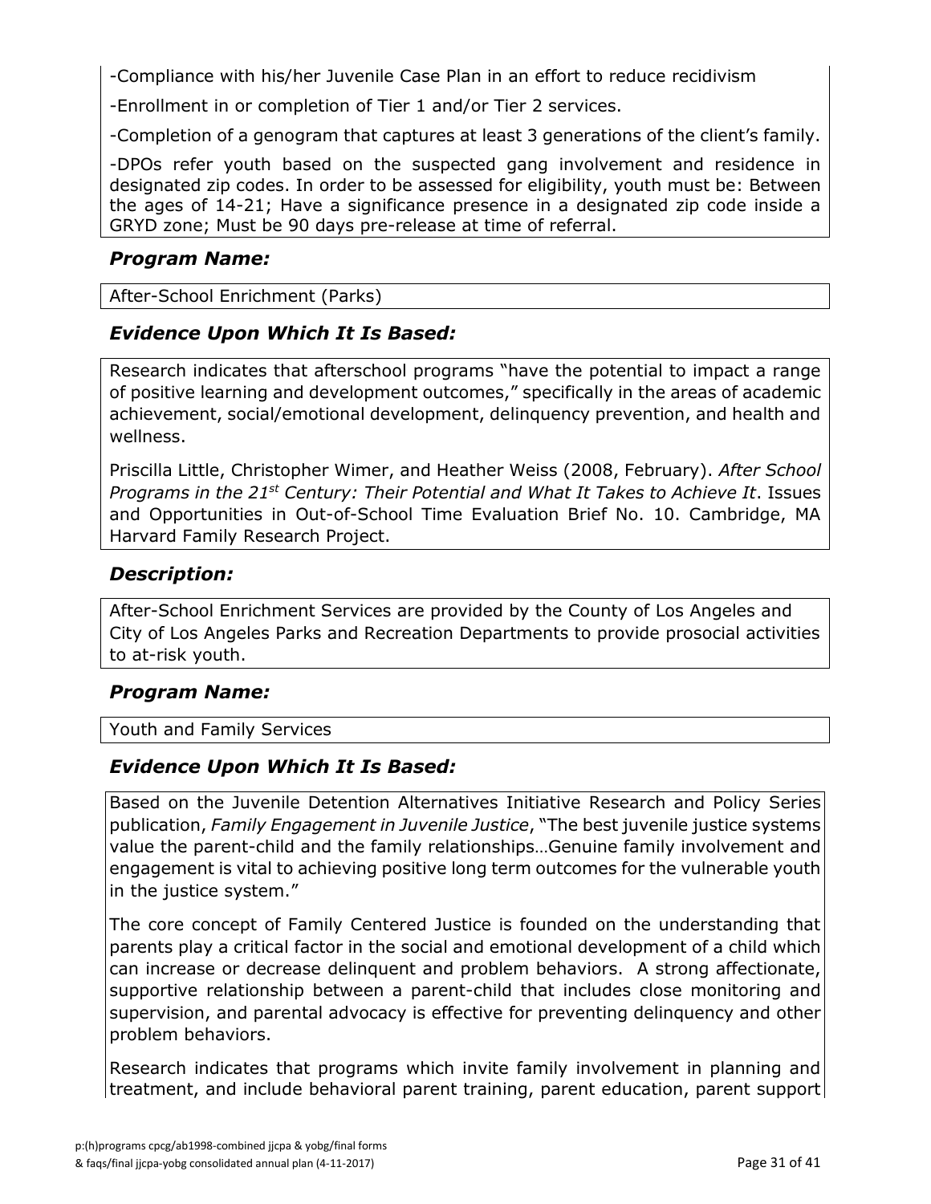-Compliance with his/her Juvenile Case Plan in an effort to reduce recidivism

-Enrollment in or completion of Tier 1 and/or Tier 2 services.

-Completion of a genogram that captures at least 3 generations of the client's family.

-DPOs refer youth based on the suspected gang involvement and residence in designated zip codes. In order to be assessed for eligibility, youth must be: Between the ages of 14-21; Have a significance presence in a designated zip code inside a GRYD zone; Must be 90 days pre-release at time of referral.

### *Program Name:*

After-School Enrichment (Parks)

### *Evidence Upon Which It Is Based:*

Research indicates that afterschool programs "have the potential to impact a range of positive learning and development outcomes," specifically in the areas of academic achievement, social/emotional development, delinquency prevention, and health and wellness.

Priscilla Little, Christopher Wimer, and Heather Weiss (2008, February). *After School Programs in the 21st Century: Their Potential and What It Takes to Achieve It*. Issues and Opportunities in Out-of-School Time Evaluation Brief No. 10. Cambridge, MA Harvard Family Research Project.

### *Description:*

After-School Enrichment Services are provided by the County of Los Angeles and City of Los Angeles Parks and Recreation Departments to provide prosocial activities to at-risk youth.

### *Program Name:*

Youth and Family Services

### *Evidence Upon Which It Is Based:*

Based on the Juvenile Detention Alternatives Initiative Research and Policy Series publication, *Family Engagement in Juvenile Justice*, "The best juvenile justice systems value the parent-child and the family relationships…Genuine family involvement and engagement is vital to achieving positive long term outcomes for the vulnerable youth in the justice system."

The core concept of Family Centered Justice is founded on the understanding that parents play a critical factor in the social and emotional development of a child which can increase or decrease delinquent and problem behaviors. A strong affectionate, supportive relationship between a parent-child that includes close monitoring and supervision, and parental advocacy is effective for preventing delinquency and other problem behaviors.

Research indicates that programs which invite family involvement in planning and treatment, and include behavioral parent training, parent education, parent support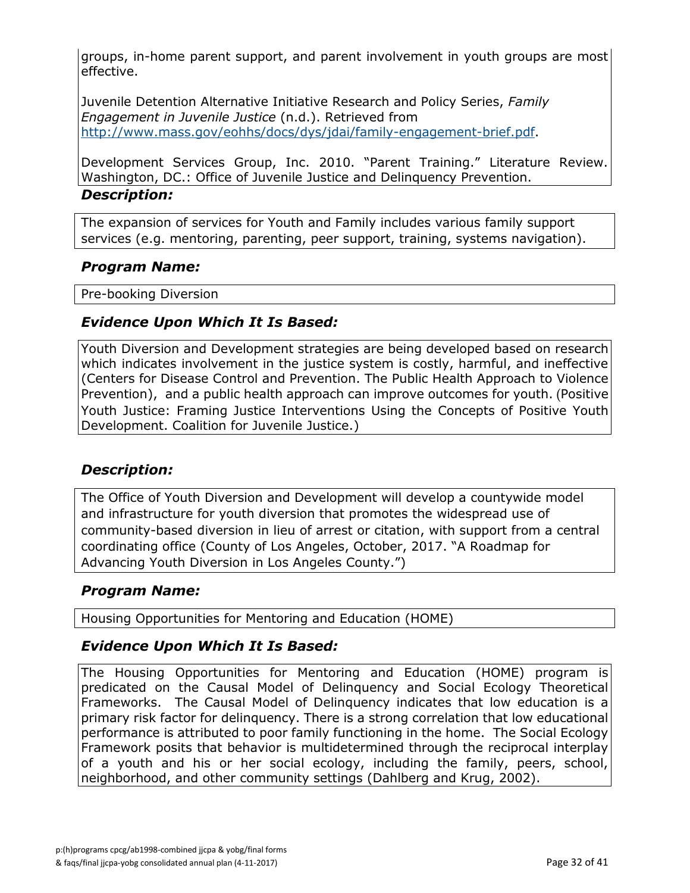groups, in-home parent support, and parent involvement in youth groups are most effective.

Juvenile Detention Alternative Initiative Research and Policy Series, *Family Engagement in Juvenile Justice* (n.d.). Retrieved from http://www.mass.gov/eohhs/docs/dys/jdai/family-engagement-brief.pdf.

Development Services Group, Inc. 2010. "Parent Training." Literature Review. Washington, DC.: Office of Juvenile Justice and Delinquency Prevention.

### *Description:*

The expansion of services for Youth and Family includes various family support services (e.g. mentoring, parenting, peer support, training, systems navigation).

### *Program Name:*

Pre-booking Diversion

### *Evidence Upon Which It Is Based:*

Youth Diversion and Development strategies are being developed based on research which indicates involvement in the justice system is costly, harmful, and ineffective (Centers for Disease Control and Prevention. The Public Health Approach to Violence Prevention), and a public health approach can improve outcomes for youth. (Positive Youth Justice: Framing Justice Interventions Using the Concepts of Positive Youth Development. Coalition for Juvenile Justice.)

### *Description:*

The Office of Youth Diversion and Development will develop a countywide model and infrastructure for youth diversion that promotes the widespread use of community-based diversion in lieu of arrest or citation, with support from a central coordinating office (County of Los Angeles, October, 2017. "A Roadmap for Advancing Youth Diversion in Los Angeles County.")

### *Program Name:*

Housing Opportunities for Mentoring and Education (HOME)

### *Evidence Upon Which It Is Based:*

The Housing Opportunities for Mentoring and Education (HOME) program is predicated on the Causal Model of Delinquency and Social Ecology Theoretical Frameworks. The Causal Model of Delinquency indicates that low education is a primary risk factor for delinquency. There is a strong correlation that low educational performance is attributed to poor family functioning in the home. The Social Ecology Framework posits that behavior is multidetermined through the reciprocal interplay of a youth and his or her social ecology, including the family, peers, school, neighborhood, and other community settings (Dahlberg and Krug, 2002).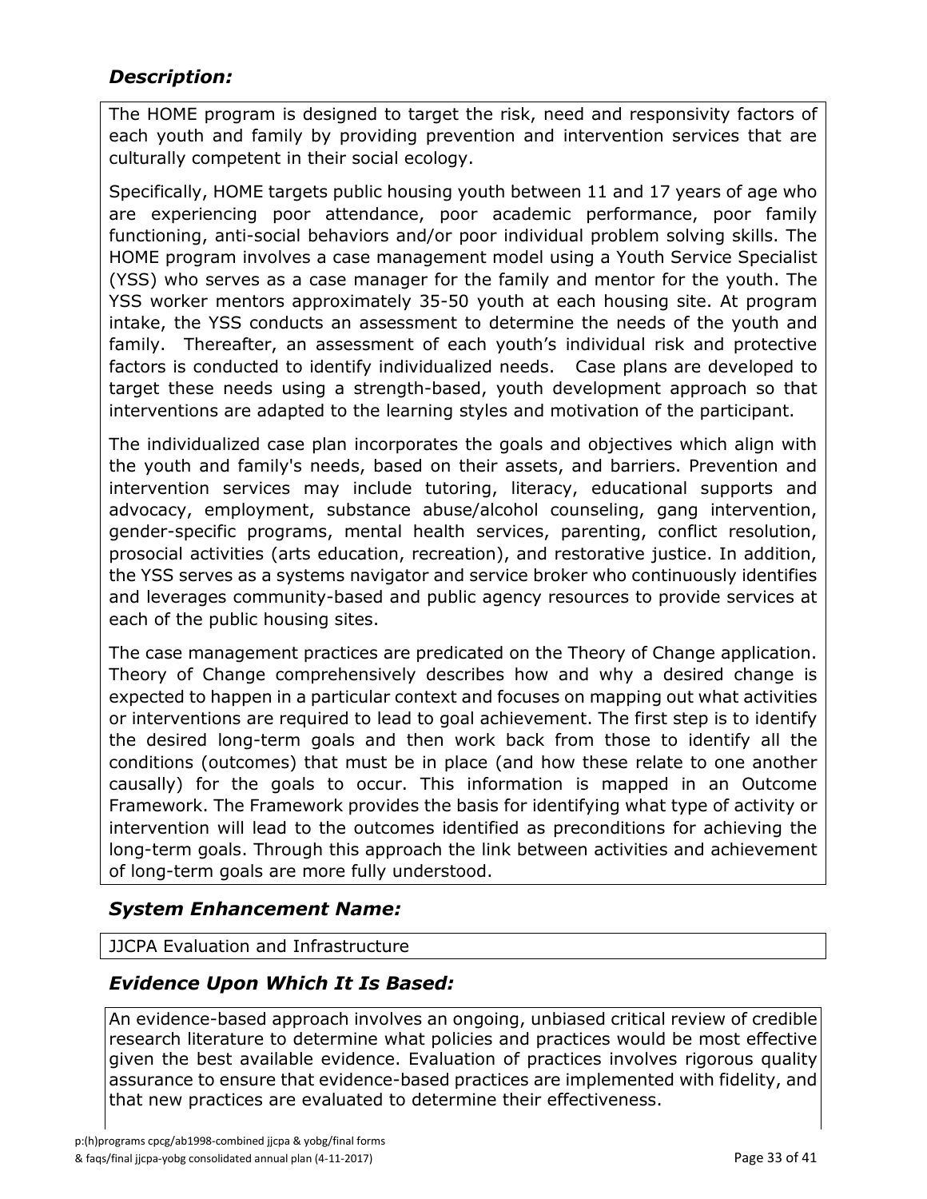### *Description:*

The HOME program is designed to target the risk, need and responsivity factors of each youth and family by providing prevention and intervention services that are culturally competent in their social ecology.

Specifically, HOME targets public housing youth between 11 and 17 years of age who are experiencing poor attendance, poor academic performance, poor family functioning, anti-social behaviors and/or poor individual problem solving skills. The HOME program involves a case management model using a Youth Service Specialist (YSS) who serves as a case manager for the family and mentor for the youth. The YSS worker mentors approximately 35-50 youth at each housing site. At program intake, the YSS conducts an assessment to determine the needs of the youth and family. Thereafter, an assessment of each youth's individual risk and protective factors is conducted to identify individualized needs. Case plans are developed to target these needs using a strength-based, youth development approach so that interventions are adapted to the learning styles and motivation of the participant.

The individualized case plan incorporates the goals and objectives which align with the youth and family's needs, based on their assets, and barriers. Prevention and intervention services may include tutoring, literacy, educational supports and advocacy, employment, substance abuse/alcohol counseling, gang intervention, gender-specific programs, mental health services, parenting, conflict resolution, prosocial activities (arts education, recreation), and restorative justice. In addition, the YSS serves as a systems navigator and service broker who continuously identifies and leverages community-based and public agency resources to provide services at each of the public housing sites.

The case management practices are predicated on the Theory of Change application. Theory of Change comprehensively describes how and why a desired change is expected to happen in a particular context and focuses on mapping out what activities or interventions are required to lead to goal achievement. The first step is to identify the desired long-term goals and then work back from those to identify all the conditions (outcomes) that must be in place (and how these relate to one another causally) for the goals to occur. This information is mapped in an Outcome Framework. The Framework provides the basis for identifying what type of activity or intervention will lead to the outcomes identified as preconditions for achieving the long-term goals. Through this approach the link between activities and achievement of long-term goals are more fully understood.

### *System Enhancement Name:*

JJCPA Evaluation and Infrastructure

### *Evidence Upon Which It Is Based:*

An evidence-based approach involves an ongoing, unbiased critical review of credible research literature to determine what policies and practices would be most effective given the best available evidence. Evaluation of practices involves rigorous quality assurance to ensure that evidence-based practices are implemented with fidelity, and that new practices are evaluated to determine their effectiveness.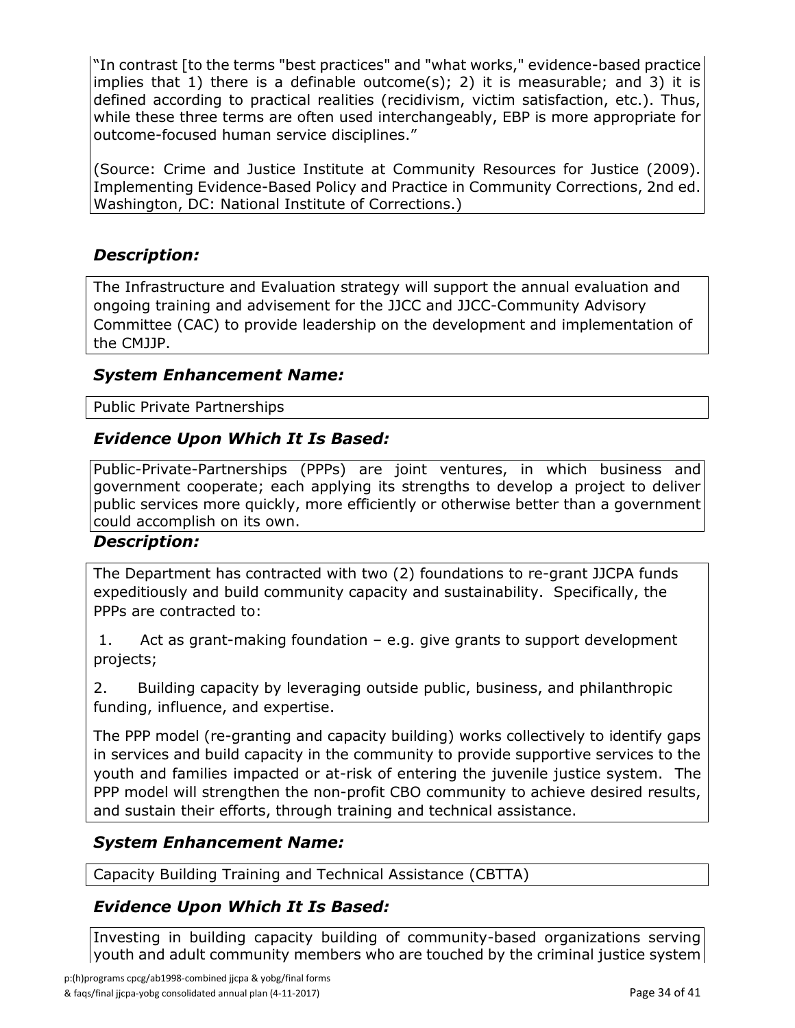"In contrast [to the terms "best practices" and "what works," evidence-based practice implies that 1) there is a definable outcome(s); 2) it is measurable; and 3) it is defined according to practical realities (recidivism, victim satisfaction, etc.). Thus, while these three terms are often used interchangeably, EBP is more appropriate for outcome-focused human service disciplines."

(Source: Crime and Justice Institute at Community Resources for Justice (2009). Implementing Evidence-Based Policy and Practice in Community Corrections, 2nd ed. Washington, DC: National Institute of Corrections.)

### *Description:*

The Infrastructure and Evaluation strategy will support the annual evaluation and ongoing training and advisement for the JJCC and JJCC-Community Advisory Committee (CAC) to provide leadership on the development and implementation of the CMJJP.

### *System Enhancement Name:*

Public Private Partnerships

### *Evidence Upon Which It Is Based:*

Public-Private-Partnerships (PPPs) are joint ventures, in which business and government cooperate; each applying its strengths to develop a project to deliver public services more quickly, more efficiently or otherwise better than a government could accomplish on its own.

### *Description:*

The Department has contracted with two (2) foundations to re-grant JJCPA funds expeditiously and build community capacity and sustainability. Specifically, the PPPs are contracted to:

1. Act as grant-making foundation – e.g. give grants to support development projects;
2. Building capacity by leveraging outside public, business, and philanthropic funding, influence, and expertise.

The PPP model (re-granting and capacity building) works collectively to identify gaps in services and build capacity in the community to provide supportive services to the youth and families impacted or at-risk of entering the juvenile justice system. The PPP model will strengthen the non-profit CBO community to achieve desired results, and sustain their efforts, through training and technical assistance.

### *System Enhancement Name:*

Capacity Building Training and Technical Assistance (CBTTA)

### *Evidence Upon Which It Is Based:*

Investing in building capacity building of community-based organizations serving youth and adult community members who are touched by the criminal justice system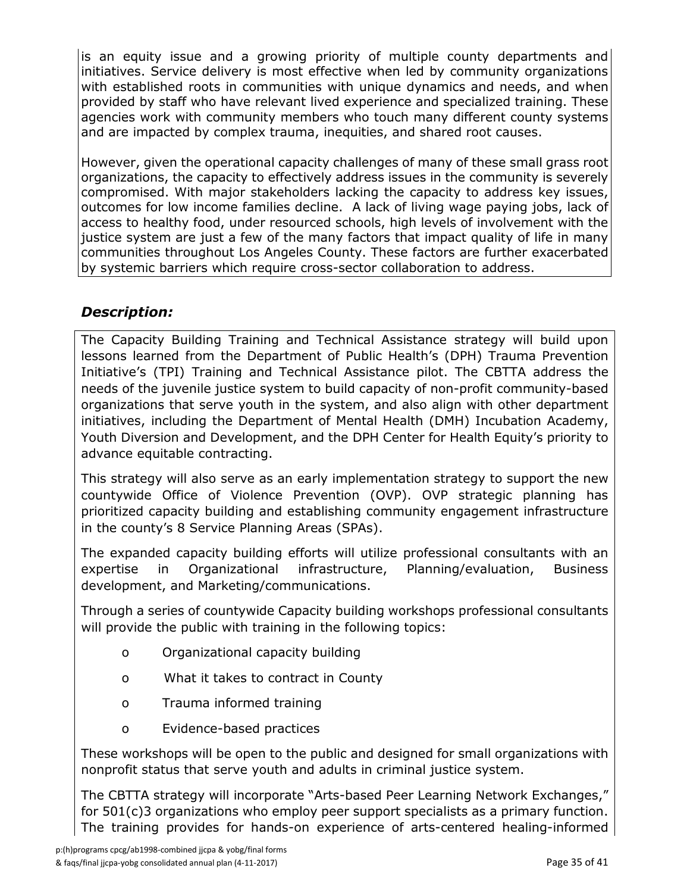is an equity issue and a growing priority of multiple county departments and initiatives. Service delivery is most effective when led by community organizations with established roots in communities with unique dynamics and needs, and when provided by staff who have relevant lived experience and specialized training. These agencies work with community members who touch many different county systems and are impacted by complex trauma, inequities, and shared root causes.

However, given the operational capacity challenges of many of these small grass root organizations, the capacity to effectively address issues in the community is severely compromised. With major stakeholders lacking the capacity to address key issues, outcomes for low income families decline. A lack of living wage paying jobs, lack of access to healthy food, under resourced schools, high levels of involvement with the justice system are just a few of the many factors that impact quality of life in many communities throughout Los Angeles County. These factors are further exacerbated by systemic barriers which require cross-sector collaboration to address.

## *Description:*

The Capacity Building Training and Technical Assistance strategy will build upon lessons learned from the Department of Public Health's (DPH) Trauma Prevention Initiative's (TPI) Training and Technical Assistance pilot. The CBTTA address the needs of the juvenile justice system to build capacity of non-profit community-based organizations that serve youth in the system, and also align with other department initiatives, including the Department of Mental Health (DMH) Incubation Academy, Youth Diversion and Development, and the DPH Center for Health Equity's priority to advance equitable contracting.

This strategy will also serve as an early implementation strategy to support the new countywide Office of Violence Prevention (OVP). OVP strategic planning has prioritized capacity building and establishing community engagement infrastructure in the county's 8 Service Planning Areas (SPAs).

The expanded capacity building efforts will utilize professional consultants with an expertise in Organizational infrastructure, Planning/evaluation, Business development, and Marketing/communications.

Through a series of countywide Capacity building workshops professional consultants will provide the public with training in the following topics:

- Organizational capacity building
- What it takes to contract in County
- Trauma informed training
- Evidence-based practices

These workshops will be open to the public and designed for small organizations with nonprofit status that serve youth and adults in criminal justice system.

The CBTTA strategy will incorporate "Arts-based Peer Learning Network Exchanges," for 501(c)3 organizations who employ peer support specialists as a primary function. The training provides for hands-on experience of arts-centered healing-informed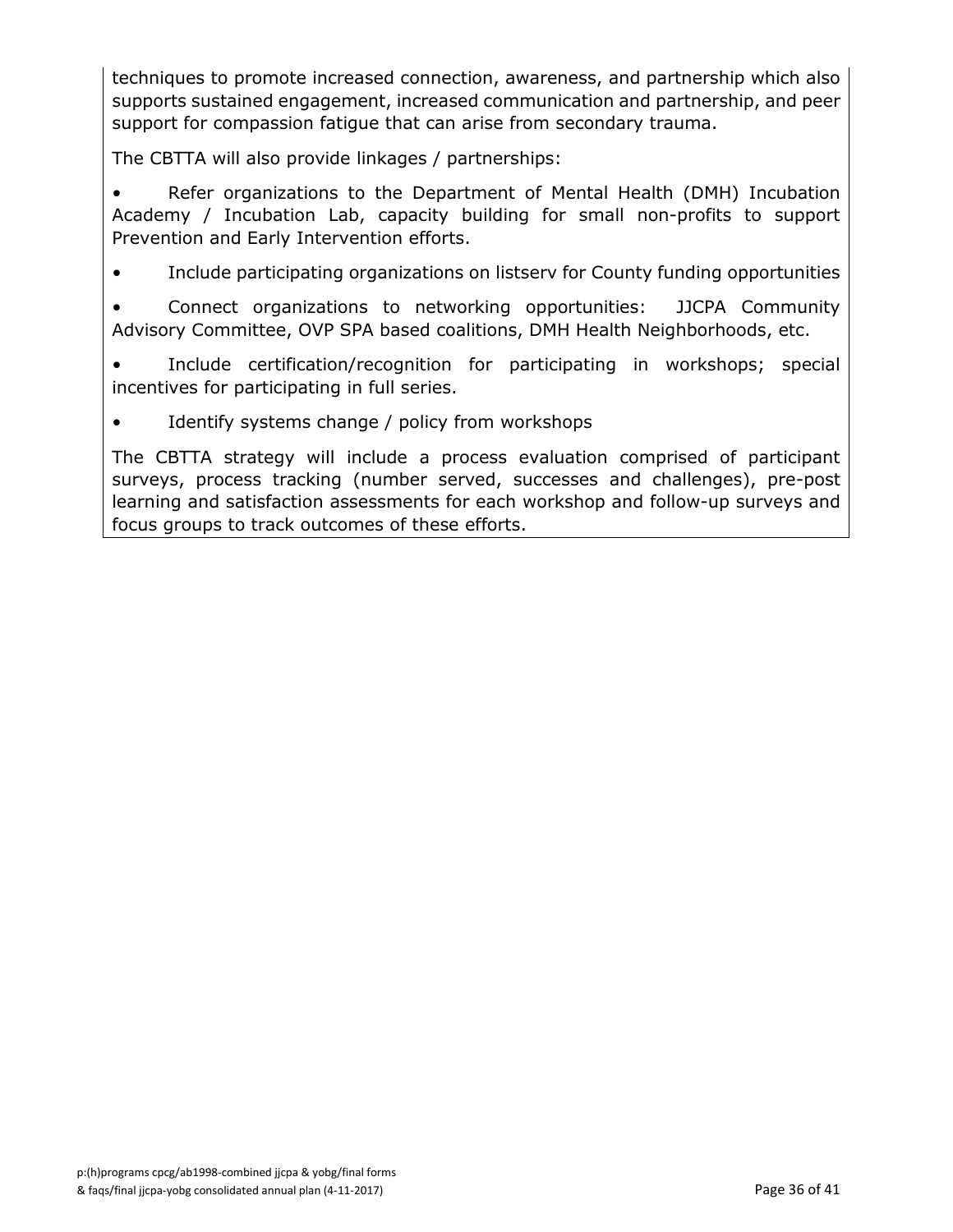techniques to promote increased connection, awareness, and partnership which also supports sustained engagement, increased communication and partnership, and peer support for compassion fatigue that can arise from secondary trauma.

The CBTTA will also provide linkages / partnerships:

- Refer organizations to the Department of Mental Health (DMH) Incubation Academy / Incubation Lab, capacity building for small non-profits to support Prevention and Early Intervention efforts.
- Include participating organizations on listserv for County funding opportunities
- Connect organizations to networking opportunities: JJCPA Community Advisory Committee, OVP SPA based coalitions, DMH Health Neighborhoods, etc.
- Include certification/recognition for participating in workshops; special incentives for participating in full series.
- Identify systems change / policy from workshops

The CBTTA strategy will include a process evaluation comprised of participant surveys, process tracking (number served, successes and challenges), pre-post learning and satisfaction assessments for each workshop and follow-up surveys and focus groups to track outcomes of these efforts.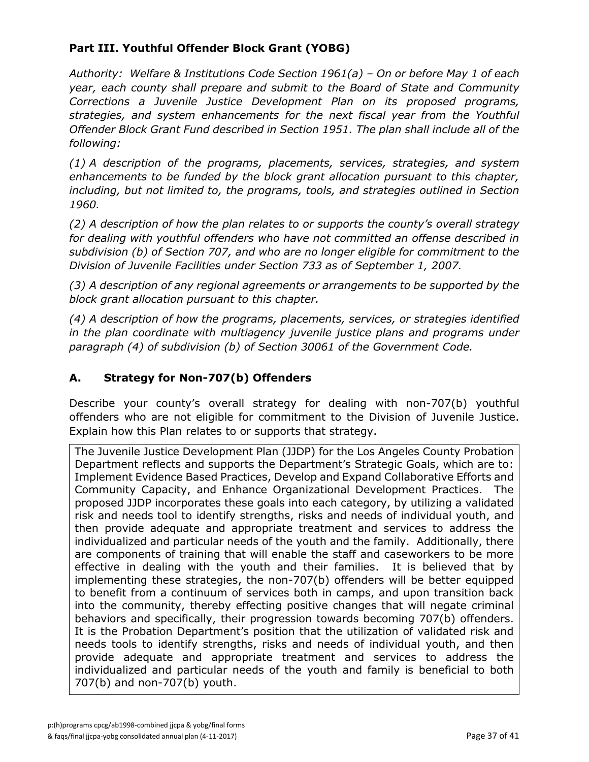## Part III. Youthful Offender Block Grant (YOBG)

*<u>Authority</u>: Welfare & Institutions Code Section 1961(a) – On or before May 1 of each year, each county shall prepare and submit to the Board of State and Community Corrections a Juvenile Justice Development Plan on its proposed programs, strategies, and system enhancements for the next fiscal year from the Youthful Offender Block Grant Fund described in Section 1951. The plan shall include all of the following:*

*(1) A description of the programs, placements, services, strategies, and system enhancements to be funded by the block grant allocation pursuant to this chapter, including, but not limited to, the programs, tools, and strategies outlined in Section 1960.*

*(2) A description of how the plan relates to or supports the county's overall strategy for dealing with youthful offenders who have not committed an offense described in subdivision (b) of Section 707, and who are no longer eligible for commitment to the Division of Juvenile Facilities under Section 733 as of September 1, 2007.*

*(3) A description of any regional agreements or arrangements to be supported by the block grant allocation pursuant to this chapter.*

*(4) A description of how the programs, placements, services, or strategies identified in the plan coordinate with multiagency juvenile justice plans and programs under paragraph (4) of subdivision (b) of Section 30061 of the Government Code.*

### A. Strategy for Non-707(b) Offenders

Describe your county's overall strategy for dealing with non-707(b) youthful offenders who are not eligible for commitment to the Division of Juvenile Justice. Explain how this Plan relates to or supports that strategy.

The Juvenile Justice Development Plan (JJDP) for the Los Angeles County Probation Department reflects and supports the Department's Strategic Goals, which are to: Implement Evidence Based Practices, Develop and Expand Collaborative Efforts and Community Capacity, and Enhance Organizational Development Practices. The proposed JJDP incorporates these goals into each category, by utilizing a validated risk and needs tool to identify strengths, risks and needs of individual youth, and then provide adequate and appropriate treatment and services to address the individualized and particular needs of the youth and the family. Additionally, there are components of training that will enable the staff and caseworkers to be more effective in dealing with the youth and their families. It is believed that by implementing these strategies, the non-707(b) offenders will be better equipped to benefit from a continuum of services both in camps, and upon transition back into the community, thereby effecting positive changes that will negate criminal behaviors and specifically, their progression towards becoming 707(b) offenders. It is the Probation Department's position that the utilization of validated risk and needs tools to identify strengths, risks and needs of individual youth, and then provide adequate and appropriate treatment and services to address the individualized and particular needs of the youth and family is beneficial to both 707(b) and non-707(b) youth.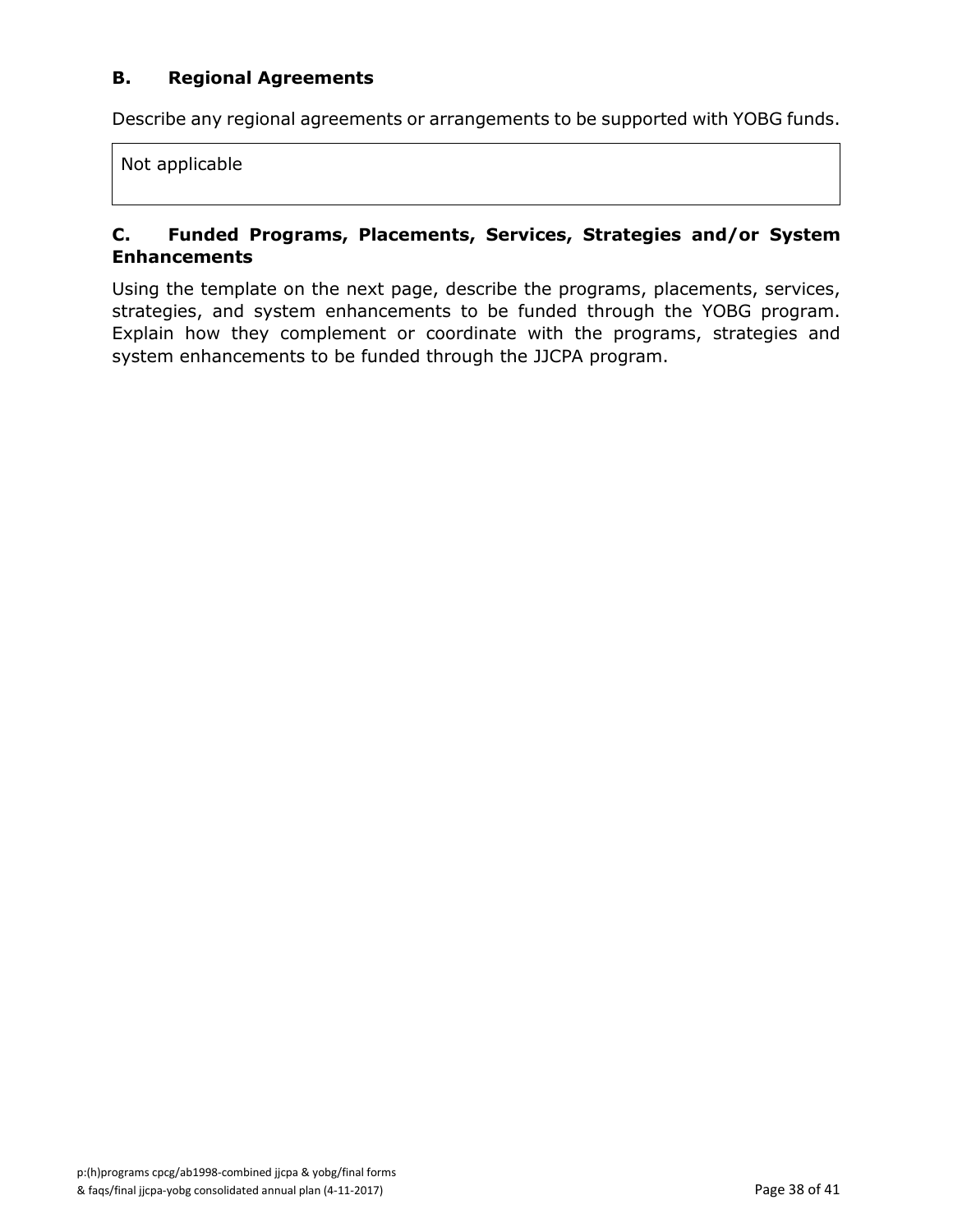### B. Regional Agreements

Describe any regional agreements or arrangements to be supported with YOBG funds.

| Not applicable |
| --- |

### C. Funded Programs, Placements, Services, Strategies and/or System Enhancements

Using the template on the next page, describe the programs, placements, services, strategies, and system enhancements to be funded through the YOBG program. Explain how they complement or coordinate with the programs, strategies and system enhancements to be funded through the JJCPA program.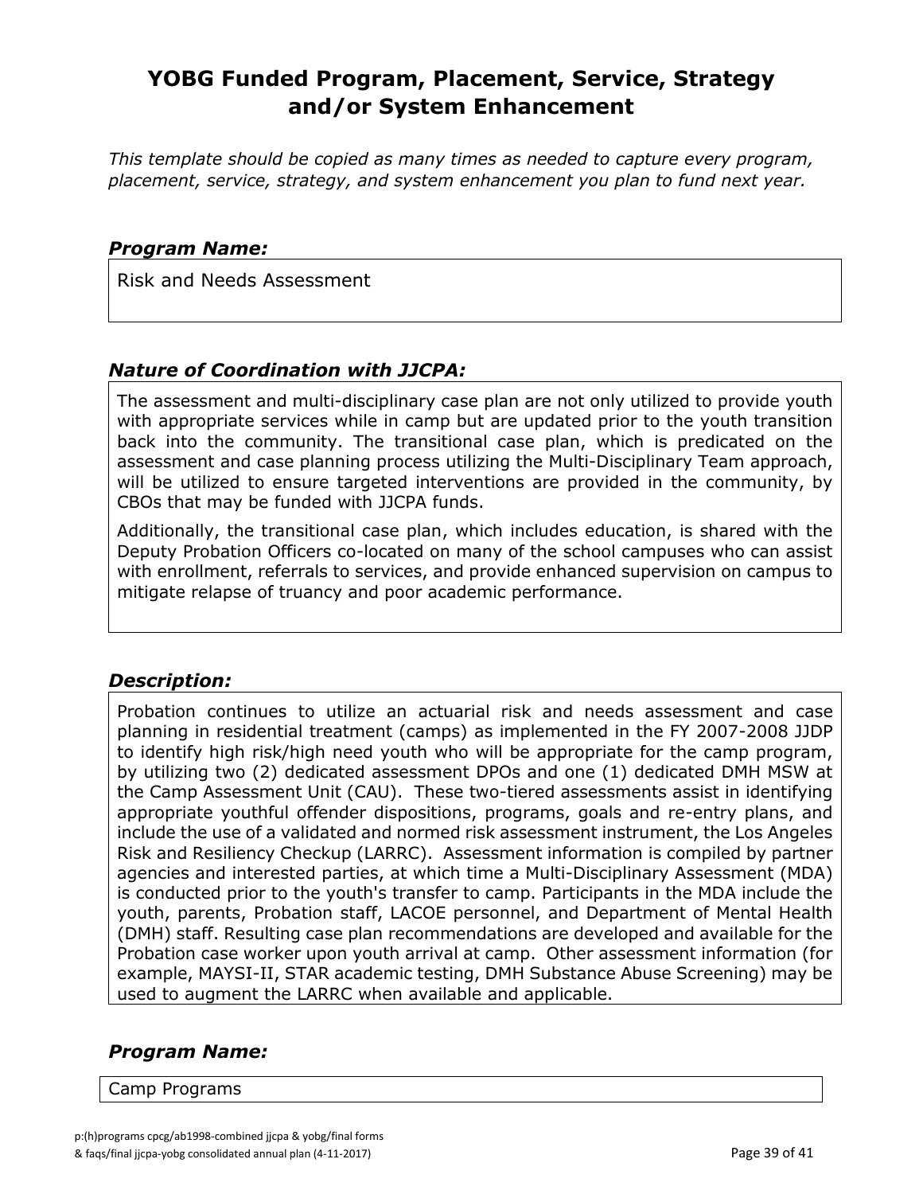## YOBG Funded Program, Placement, Service, Strategy and/or System Enhancement

*This template should be copied as many times as needed to capture every program, placement, service, strategy, and system enhancement you plan to fund next year.*

### *Program Name:*

Risk and Needs Assessment

### *Nature of Coordination with JJCPA:*

The assessment and multi-disciplinary case plan are not only utilized to provide youth with appropriate services while in camp but are updated prior to the youth transition back into the community. The transitional case plan, which is predicated on the assessment and case planning process utilizing the Multi-Disciplinary Team approach, will be utilized to ensure targeted interventions are provided in the community, by CBOs that may be funded with JJCPA funds.

Additionally, the transitional case plan, which includes education, is shared with the Deputy Probation Officers co-located on many of the school campuses who can assist with enrollment, referrals to services, and provide enhanced supervision on campus to mitigate relapse of truancy and poor academic performance.

### *Description:*

Probation continues to utilize an actuarial risk and needs assessment and case planning in residential treatment (camps) as implemented in the FY 2007-2008 JJDP to identify high risk/high need youth who will be appropriate for the camp program, by utilizing two (2) dedicated assessment DPOs and one (1) dedicated DMH MSW at the Camp Assessment Unit (CAU). These two-tiered assessments assist in identifying appropriate youthful offender dispositions, programs, goals and re-entry plans, and include the use of a validated and normed risk assessment instrument, the Los Angeles Risk and Resiliency Checkup (LARRC). Assessment information is compiled by partner agencies and interested parties, at which time a Multi-Disciplinary Assessment (MDA) is conducted prior to the youth's transfer to camp. Participants in the MDA include the youth, parents, Probation staff, LACOE personnel, and Department of Mental Health (DMH) staff. Resulting case plan recommendations are developed and available for the Probation case worker upon youth arrival at camp. Other assessment information (for example, MAYSI-II, STAR academic testing, DMH Substance Abuse Screening) may be used to augment the LARRC when available and applicable.

### *Program Name:*

Camp Programs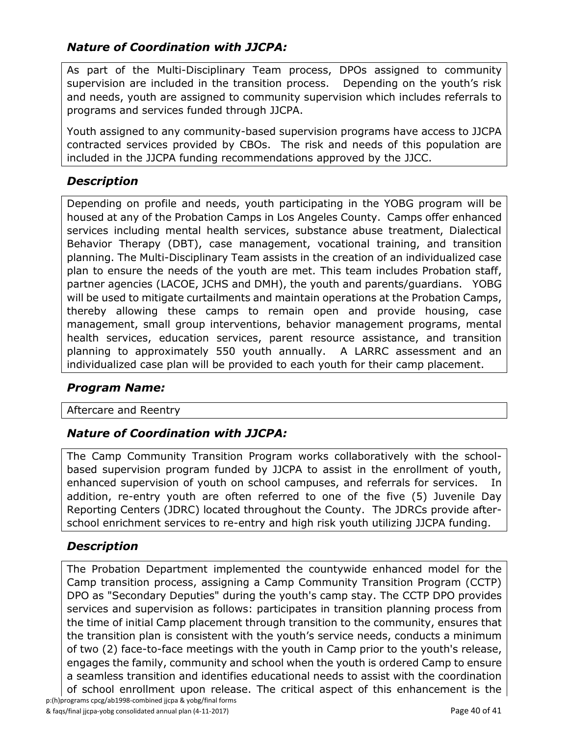### *Nature of Coordination with JJCPA:*

As part of the Multi-Disciplinary Team process, DPOs assigned to community supervision are included in the transition process. Depending on the youth's risk and needs, youth are assigned to community supervision which includes referrals to programs and services funded through JJCPA.

Youth assigned to any community-based supervision programs have access to JJCPA contracted services provided by CBOs. The risk and needs of this population are included in the JJCPA funding recommendations approved by the JJCC.

### *Description*

Depending on profile and needs, youth participating in the YOBG program will be housed at any of the Probation Camps in Los Angeles County. Camps offer enhanced services including mental health services, substance abuse treatment, Dialectical Behavior Therapy (DBT), case management, vocational training, and transition planning. The Multi-Disciplinary Team assists in the creation of an individualized case plan to ensure the needs of the youth are met. This team includes Probation staff, partner agencies (LACOE, JCHS and DMH), the youth and parents/guardians. YOBG will be used to mitigate curtailments and maintain operations at the Probation Camps, thereby allowing these camps to remain open and provide housing, case management, small group interventions, behavior management programs, mental health services, education services, parent resource assistance, and transition planning to approximately 550 youth annually. A LARRC assessment and an individualized case plan will be provided to each youth for their camp placement.

### *Program Name:*

Aftercare and Reentry

### *Nature of Coordination with JJCPA:*

The Camp Community Transition Program works collaboratively with the school-based supervision program funded by JJCPA to assist in the enrollment of youth, enhanced supervision of youth on school campuses, and referrals for services. In addition, re-entry youth are often referred to one of the five (5) Juvenile Day Reporting Centers (JDRC) located throughout the County. The JDRCs provide after-school enrichment services to re-entry and high risk youth utilizing JJCPA funding.

### *Description*

The Probation Department implemented the countywide enhanced model for the Camp transition process, assigning a Camp Community Transition Program (CCTP) DPO as "Secondary Deputies" during the youth's camp stay. The CCTP DPO provides services and supervision as follows: participates in transition planning process from the time of initial Camp placement through transition to the community, ensures that the transition plan is consistent with the youth's service needs, conducts a minimum of two (2) face-to-face meetings with the youth in Camp prior to the youth's release, engages the family, community and school when the youth is ordered Camp to ensure a seamless transition and identifies educational needs to assist with the coordination of school enrollment upon release. The critical aspect of this enhancement is the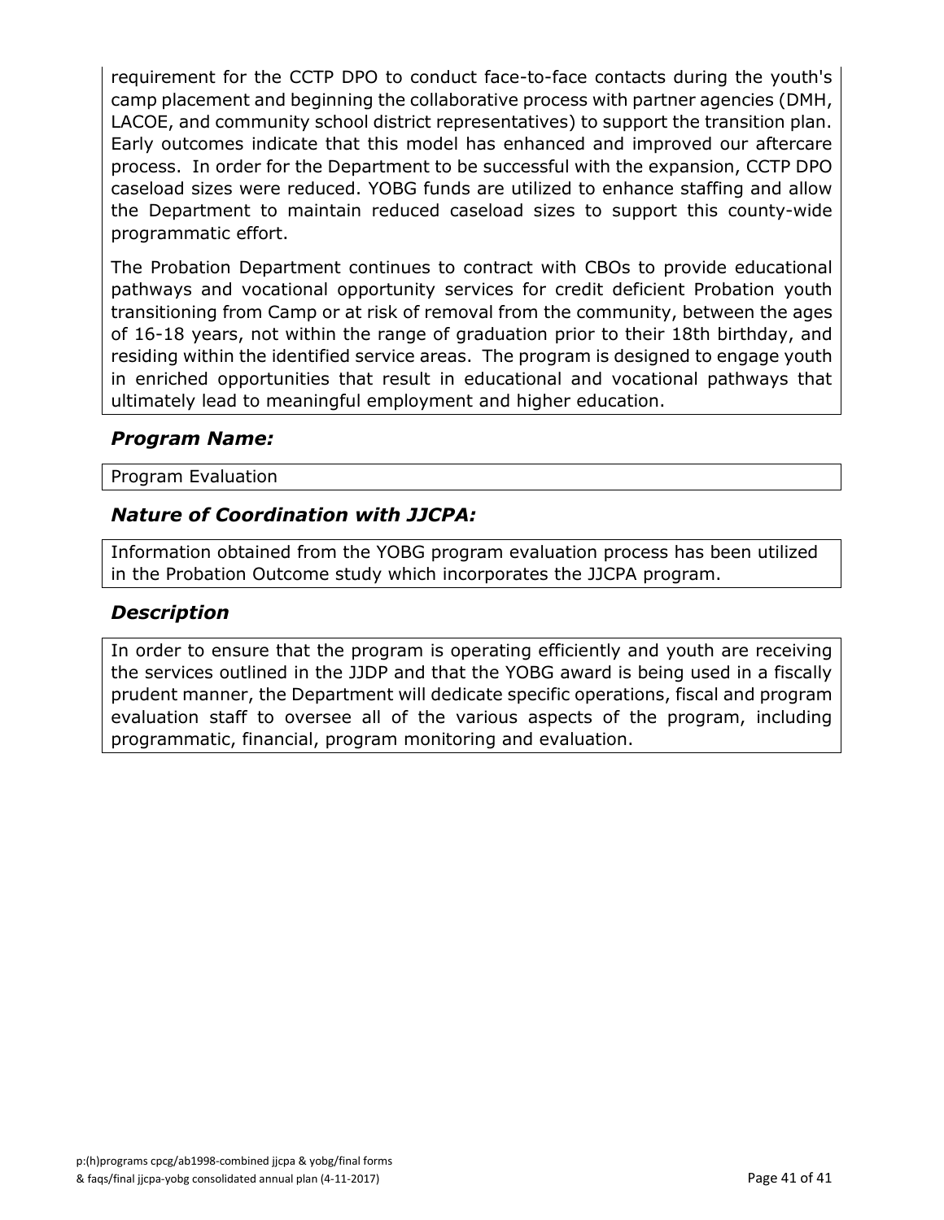requirement for the CCTP DPO to conduct face-to-face contacts during the youth's camp placement and beginning the collaborative process with partner agencies (DMH, LACOE, and community school district representatives) to support the transition plan. Early outcomes indicate that this model has enhanced and improved our aftercare process. In order for the Department to be successful with the expansion, CCTP DPO caseload sizes were reduced. YOBG funds are utilized to enhance staffing and allow the Department to maintain reduced caseload sizes to support this county-wide programmatic effort.

The Probation Department continues to contract with CBOs to provide educational pathways and vocational opportunity services for credit deficient Probation youth transitioning from Camp or at risk of removal from the community, between the ages of 16-18 years, not within the range of graduation prior to their 18th birthday, and residing within the identified service areas. The program is designed to engage youth in enriched opportunities that result in educational and vocational pathways that ultimately lead to meaningful employment and higher education.

### *Program Name:*

Program Evaluation

### *Nature of Coordination with JJCPA:*

Information obtained from the YOBG program evaluation process has been utilized in the Probation Outcome study which incorporates the JJCPA program.

### *Description*

In order to ensure that the program is operating efficiently and youth are receiving the services outlined in the JJDP and that the YOBG award is being used in a fiscally prudent manner, the Department will dedicate specific operations, fiscal and program evaluation staff to oversee all of the various aspects of the program, including programmatic, financial, program monitoring and evaluation.